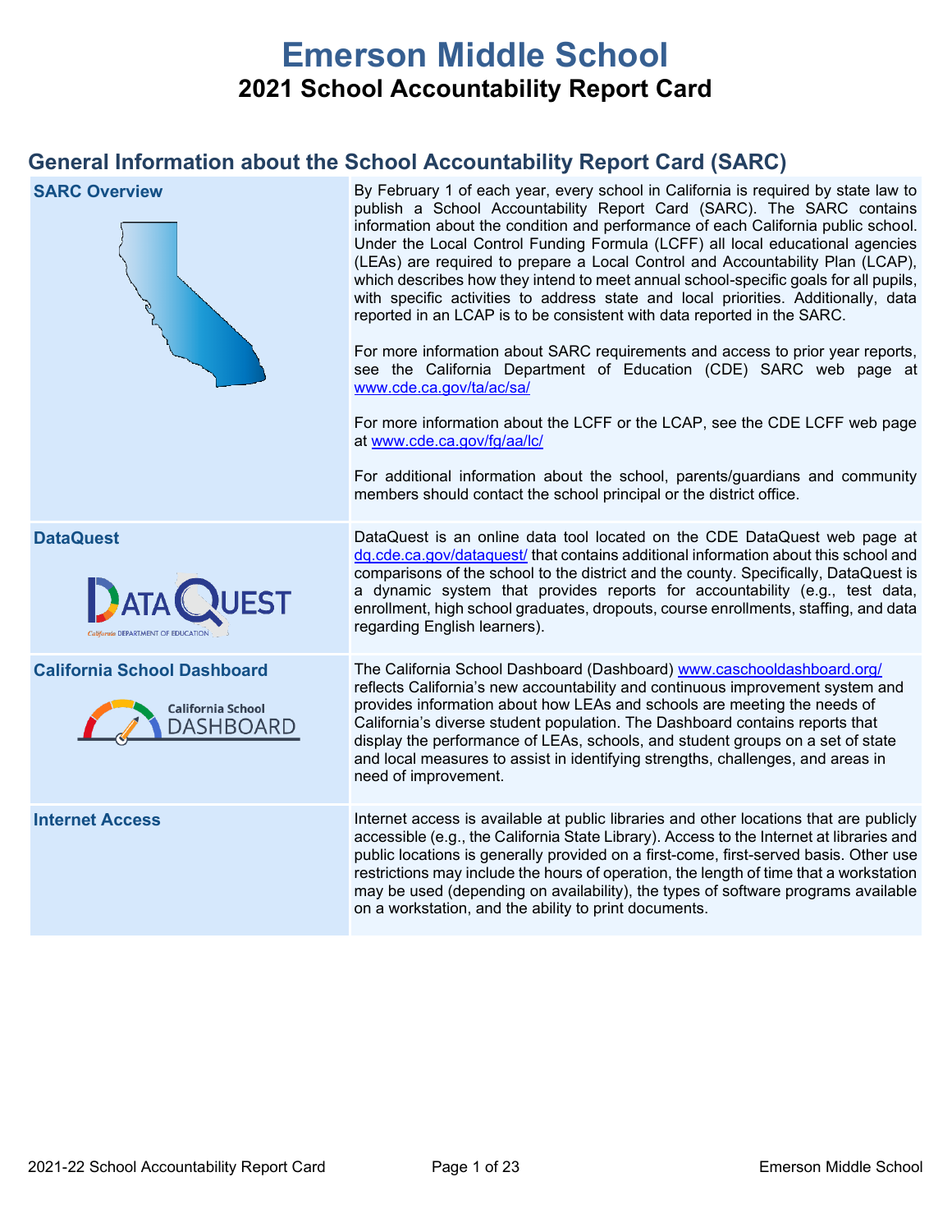# Emerson Middle School

## 2021 School Accountability Report Card

## General Information about the School Accountability Report Card (SARC)

| | |
|---|---|
| **SARC Overview** | By February 1 of each year, every school in California is required by state law to publish a School Accountability Report Card (SARC). The SARC contains information about the condition and performance of each California public school. Under the Local Control Funding Formula (LCFF) all local educational agencies (LEAs) are required to prepare a Local Control and Accountability Plan (LCAP), which describes how they intend to meet annual school-specific goals for all pupils, with specific activities to address state and local priorities. Additionally, data reported in an LCAP is to be consistent with data reported in the SARC.<br><br>For more information about SARC requirements and access to prior year reports, see the California Department of Education (CDE) SARC web page at www.cde.ca.gov/ta/ac/sa/<br><br>For more information about the LCFF or the LCAP, see the CDE LCFF web page at www.cde.ca.gov/fg/aa/lc/<br><br>For additional information about the school, parents/guardians and community members should contact the school principal or the district office. |
| **DataQuest** | DataQuest is an online data tool located on the CDE DataQuest web page at dq.cde.ca.gov/dataquest/ that contains additional information about this school and comparisons of the school to the district and the county. Specifically, DataQuest is a dynamic system that provides reports for accountability (e.g., test data, enrollment, high school graduates, dropouts, course enrollments, staffing, and data regarding English learners). |
| **California School Dashboard** | The California School Dashboard (Dashboard) www.caschooldashboard.org/ reflects California's new accountability and continuous improvement system and provides information about how LEAs and schools are meeting the needs of California's diverse student population. The Dashboard contains reports that display the performance of LEAs, schools, and student groups on a set of state and local measures to assist in identifying strengths, challenges, and areas in need of improvement. |
| **Internet Access** | Internet access is available at public libraries and other locations that are publicly accessible (e.g., the California State Library). Access to the Internet at libraries and public locations is generally provided on a first-come, first-served basis. Other use restrictions may include the hours of operation, the length of time that a workstation may be used (depending on availability), the types of software programs available on a workstation, and the ability to print documents. |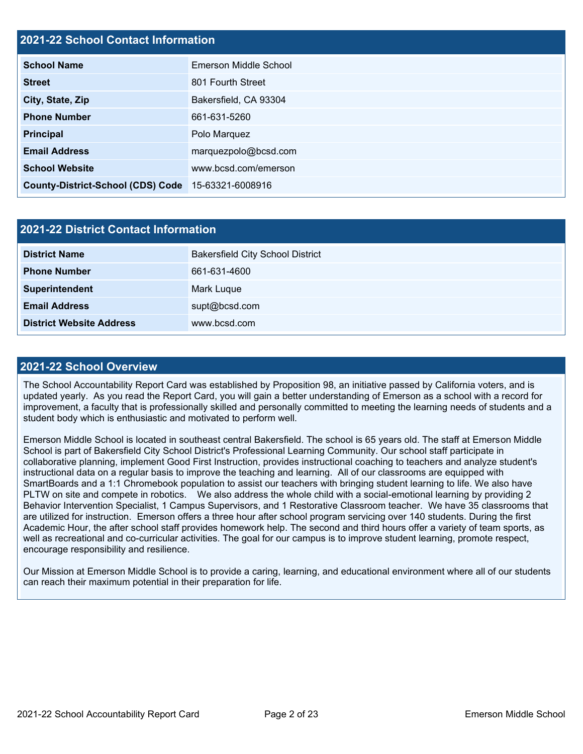## 2021-22 School Contact Information

| School Name | Emerson Middle School |
| --- | --- |
| Street | 801 Fourth Street |
| City, State, Zip | Bakersfield, CA 93304 |
| Phone Number | 661-631-5260 |
| Principal | Polo Marquez |
| Email Address | marquezpolo@bcsd.com |
| School Website | www.bcsd.com/emerson |
| County-District-School (CDS) Code | 15-63321-6008916 |

## 2021-22 District Contact Information

| District Name | Bakersfield City School District |
| --- | --- |
| Phone Number | 661-631-4600 |
| Superintendent | Mark Luque |
| Email Address | supt@bcsd.com |
| District Website Address | www.bcsd.com |

## 2021-22 School Overview

The School Accountability Report Card was established by Proposition 98, an initiative passed by California voters, and is updated yearly. As you read the Report Card, you will gain a better understanding of Emerson as a school with a record for improvement, a faculty that is professionally skilled and personally committed to meeting the learning needs of students and a student body which is enthusiastic and motivated to perform well.

Emerson Middle School is located in southeast central Bakersfield. The school is 65 years old. The staff at Emerson Middle School is part of Bakersfield City School District's Professional Learning Community. Our school staff participate in collaborative planning, implement Good First Instruction, provides instructional coaching to teachers and analyze student's instructional data on a regular basis to improve the teaching and learning. All of our classrooms are equipped with SmartBoards and a 1:1 Chromebook population to assist our teachers with bringing student learning to life. We also have PLTW on site and compete in robotics. We also address the whole child with a social-emotional learning by providing 2 Behavior Intervention Specialist, 1 Campus Supervisors, and 1 Restorative Classroom teacher. We have 35 classrooms that are utilized for instruction. Emerson offers a three hour after school program servicing over 140 students. During the first Academic Hour, the after school staff provides homework help. The second and third hours offer a variety of team sports, as well as recreational and co-curricular activities. The goal for our campus is to improve student learning, promote respect, encourage responsibility and resilience.

Our Mission at Emerson Middle School is to provide a caring, learning, and educational environment where all of our students can reach their maximum potential in their preparation for life.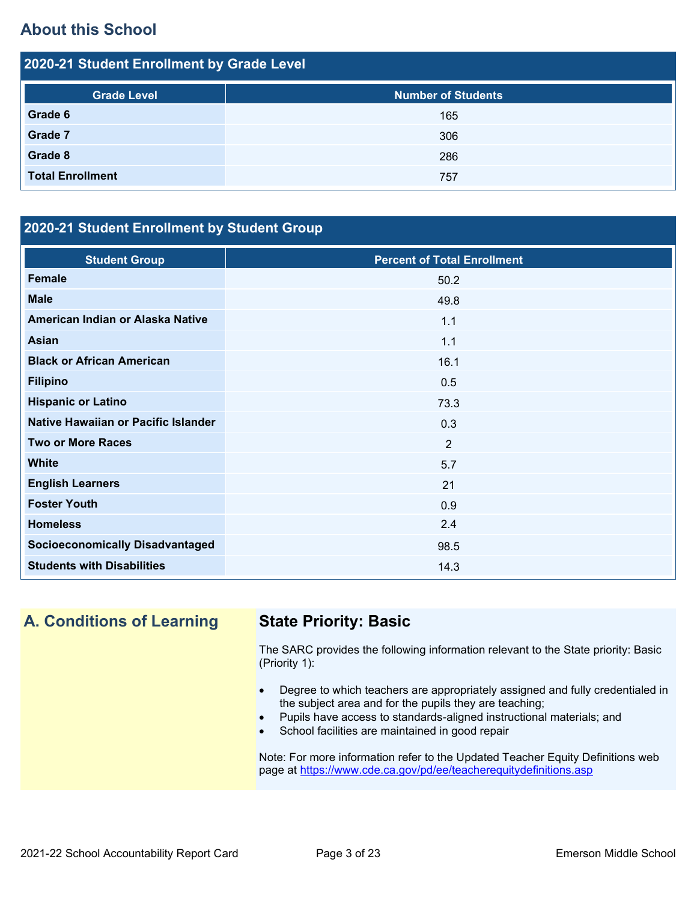## About this School

### 2020-21 Student Enrollment by Grade Level

| Grade Level | Number of Students |
|---|---|
| **Grade 6** | 165 |
| **Grade 7** | 306 |
| **Grade 8** | 286 |
| **Total Enrollment** | 757 |

### 2020-21 Student Enrollment by Student Group

| Student Group | Percent of Total Enrollment |
|---|---|
| **Female** | 50.2 |
| **Male** | 49.8 |
| **American Indian or Alaska Native** | 1.1 |
| **Asian** | 1.1 |
| **Black or African American** | 16.1 |
| **Filipino** | 0.5 |
| **Hispanic or Latino** | 73.3 |
| **Native Hawaiian or Pacific Islander** | 0.3 |
| **Two or More Races** | 2 |
| **White** | 5.7 |
| **English Learners** | 21 |
| **Foster Youth** | 0.9 |
| **Homeless** | 2.4 |
| **Socioeconomically Disadvantaged** | 98.5 |
| **Students with Disabilities** | 14.3 |

## A. Conditions of Learning

### State Priority: Basic

The SARC provides the following information relevant to the State priority: Basic (Priority 1):

- Degree to which teachers are appropriately assigned and fully credentialed in the subject area and for the pupils they are teaching;
- Pupils have access to standards-aligned instructional materials; and
- School facilities are maintained in good repair

Note: For more information refer to the Updated Teacher Equity Definitions web page at https://www.cde.ca.gov/pd/ee/teacherequitydefinitions.asp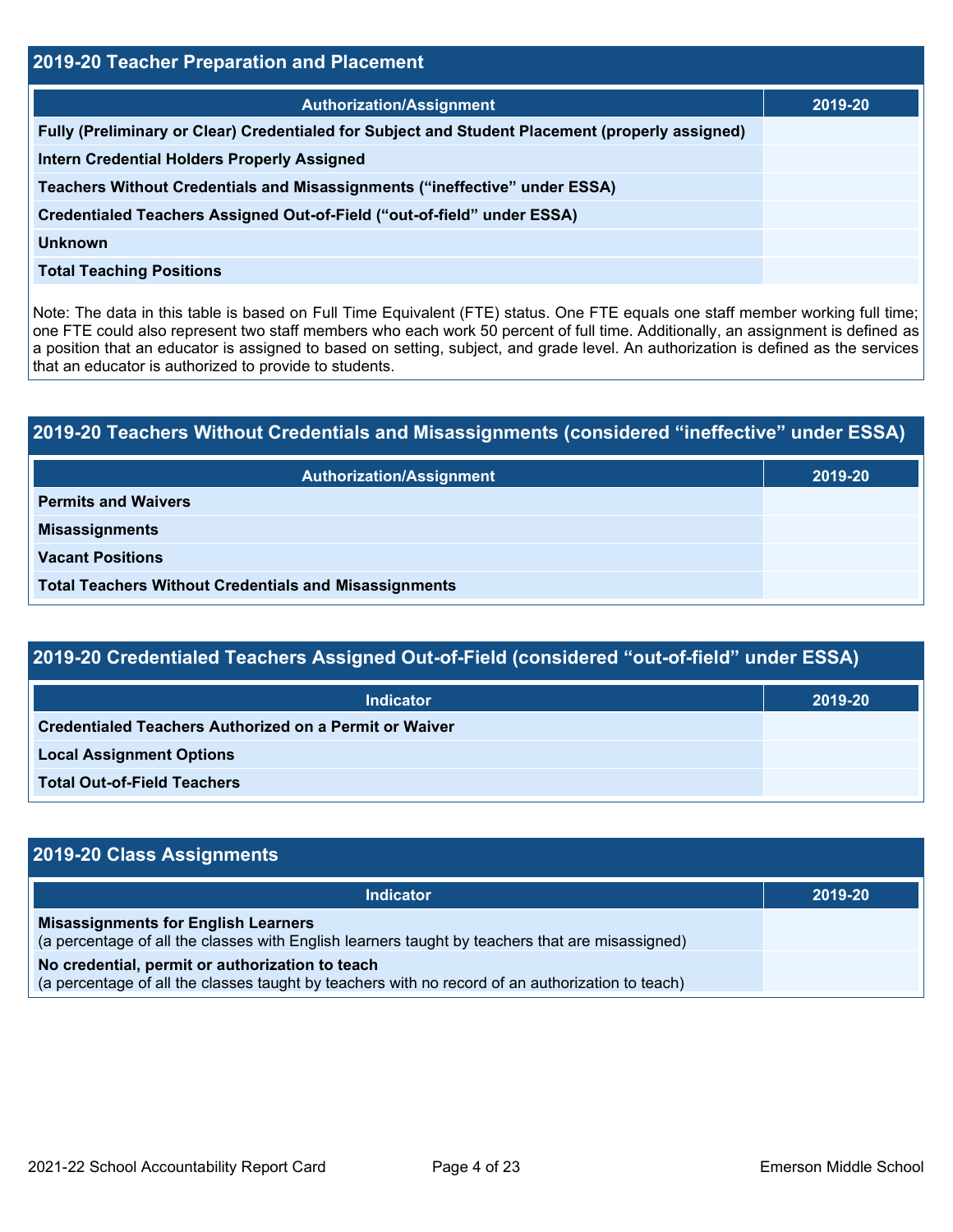## 2019-20 Teacher Preparation and Placement

| Authorization/Assignment | 2019-20 |
| --- | --- |
| Fully (Preliminary or Clear) Credentialed for Subject and Student Placement (properly assigned) | |
| Intern Credential Holders Properly Assigned | |
| Teachers Without Credentials and Misassignments ("ineffective" under ESSA) | |
| Credentialed Teachers Assigned Out-of-Field ("out-of-field" under ESSA) | |
| Unknown | |
| Total Teaching Positions | |

Note: The data in this table is based on Full Time Equivalent (FTE) status. One FTE equals one staff member working full time; one FTE could also represent two staff members who each work 50 percent of full time. Additionally, an assignment is defined as a position that an educator is assigned to based on setting, subject, and grade level. An authorization is defined as the services that an educator is authorized to provide to students.

## 2019-20 Teachers Without Credentials and Misassignments (considered "ineffective" under ESSA)

| Authorization/Assignment | 2019-20 |
| --- | --- |
| Permits and Waivers | |
| Misassignments | |
| Vacant Positions | |
| Total Teachers Without Credentials and Misassignments | |

## 2019-20 Credentialed Teachers Assigned Out-of-Field (considered "out-of-field" under ESSA)

| Indicator | 2019-20 |
| --- | --- |
| Credentialed Teachers Authorized on a Permit or Waiver | |
| Local Assignment Options | |
| Total Out-of-Field Teachers | |

## 2019-20 Class Assignments

| Indicator | 2019-20 |
| --- | --- |
| **Misassignments for English Learners** (a percentage of all the classes with English learners taught by teachers that are misassigned) | |
| **No credential, permit or authorization to teach** (a percentage of all the classes taught by teachers with no record of an authorization to teach) | |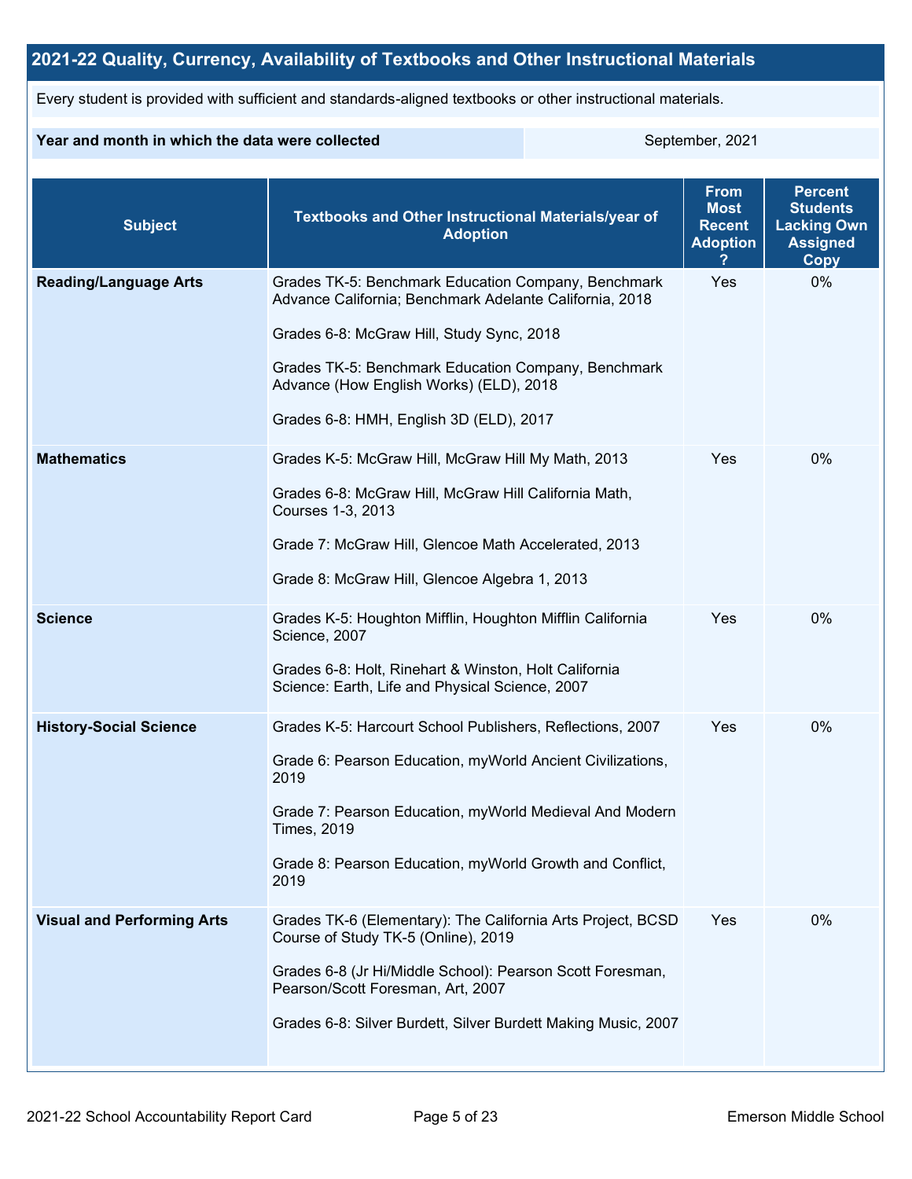## 2021-22 Quality, Currency, Availability of Textbooks and Other Instructional Materials

Every student is provided with sufficient and standards-aligned textbooks or other instructional materials.

| Year and month in which the data were collected | September, 2021 |
| --- | --- |

| Subject | Textbooks and Other Instructional Materials/year of Adoption | From Most Recent Adoption ? | Percent Students Lacking Own Assigned Copy |
| --- | --- | --- | --- |
| **Reading/Language Arts** | Grades TK-5: Benchmark Education Company, Benchmark Advance California; Benchmark Adelante California, 2018<br><br>Grades 6-8: McGraw Hill, Study Sync, 2018<br><br>Grades TK-5: Benchmark Education Company, Benchmark Advance (How English Works) (ELD), 2018<br><br>Grades 6-8: HMH, English 3D (ELD), 2017 | Yes | 0% |
| **Mathematics** | Grades K-5: McGraw Hill, McGraw Hill My Math, 2013<br><br>Grades 6-8: McGraw Hill, McGraw Hill California Math, Courses 1-3, 2013<br><br>Grade 7: McGraw Hill, Glencoe Math Accelerated, 2013<br><br>Grade 8: McGraw Hill, Glencoe Algebra 1, 2013 | Yes | 0% |
| **Science** | Grades K-5: Houghton Mifflin, Houghton Mifflin California Science, 2007<br><br>Grades 6-8: Holt, Rinehart & Winston, Holt California Science: Earth, Life and Physical Science, 2007 | Yes | 0% |
| **History-Social Science** | Grades K-5: Harcourt School Publishers, Reflections, 2007<br><br>Grade 6: Pearson Education, myWorld Ancient Civilizations, 2019<br><br>Grade 7: Pearson Education, myWorld Medieval And Modern Times, 2019<br><br>Grade 8: Pearson Education, myWorld Growth and Conflict, 2019 | Yes | 0% |
| **Visual and Performing Arts** | Grades TK-6 (Elementary): The California Arts Project, BCSD Course of Study TK-5 (Online), 2019<br><br>Grades 6-8 (Jr Hi/Middle School): Pearson Scott Foresman, Pearson/Scott Foresman, Art, 2007<br><br>Grades 6-8: Silver Burdett, Silver Burdett Making Music, 2007 | Yes | 0% |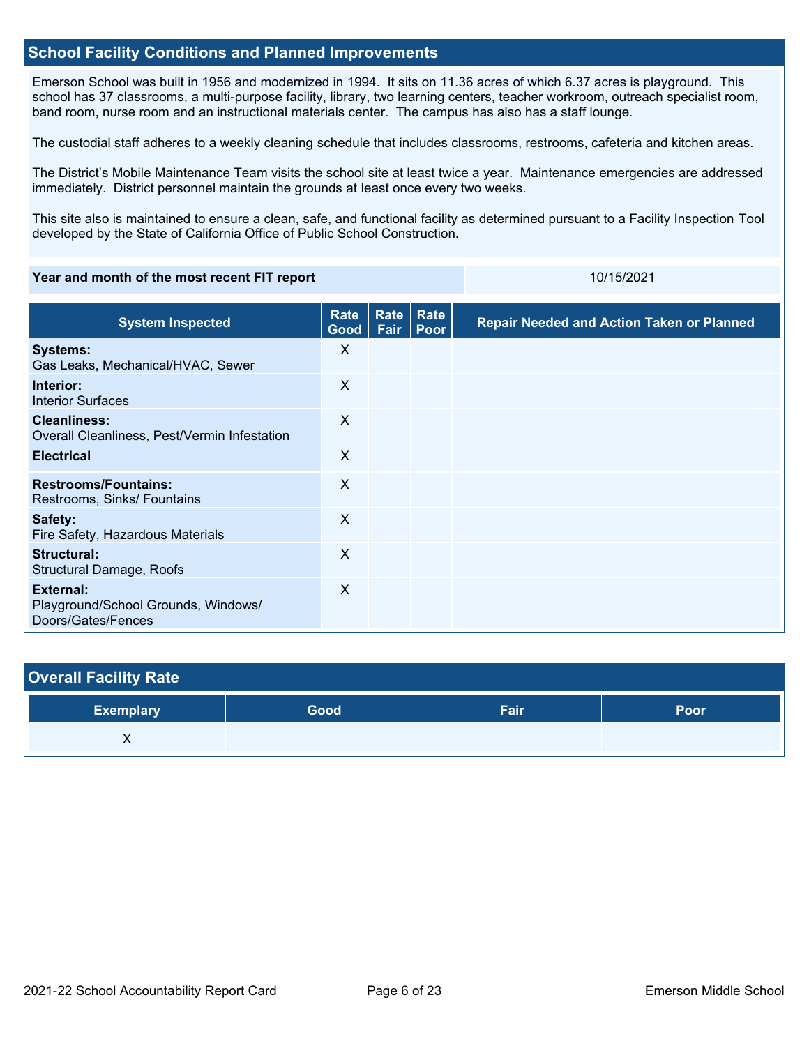## School Facility Conditions and Planned Improvements

Emerson School was built in 1956 and modernized in 1994. It sits on 11.36 acres of which 6.37 acres is playground. This school has 37 classrooms, a multi-purpose facility, library, two learning centers, teacher workroom, outreach specialist room, band room, nurse room and an instructional materials center. The campus has also has a staff lounge.

The custodial staff adheres to a weekly cleaning schedule that includes classrooms, restrooms, cafeteria and kitchen areas.

The District's Mobile Maintenance Team visits the school site at least twice a year. Maintenance emergencies are addressed immediately. District personnel maintain the grounds at least once every two weeks.

This site also is maintained to ensure a clean, safe, and functional facility as determined pursuant to a Facility Inspection Tool developed by the State of California Office of Public School Construction.

| Year and month of the most recent FIT report | 10/15/2021 |
|---|---|

| System Inspected | Rate Good | Rate Fair | Rate Poor | Repair Needed and Action Taken or Planned |
|---|---|---|---|---|
| **Systems:** Gas Leaks, Mechanical/HVAC, Sewer | X | | | |
| **Interior:** Interior Surfaces | X | | | |
| **Cleanliness:** Overall Cleanliness, Pest/Vermin Infestation | X | | | |
| **Electrical** | X | | | |
| **Restrooms/Fountains:** Restrooms, Sinks/ Fountains | X | | | |
| **Safety:** Fire Safety, Hazardous Materials | X | | | |
| **Structural:** Structural Damage, Roofs | X | | | |
| **External:** Playground/School Grounds, Windows/ Doors/Gates/Fences | X | | | |

## Overall Facility Rate

| Exemplary | Good | Fair | Poor |
|---|---|---|---|
| X | | | |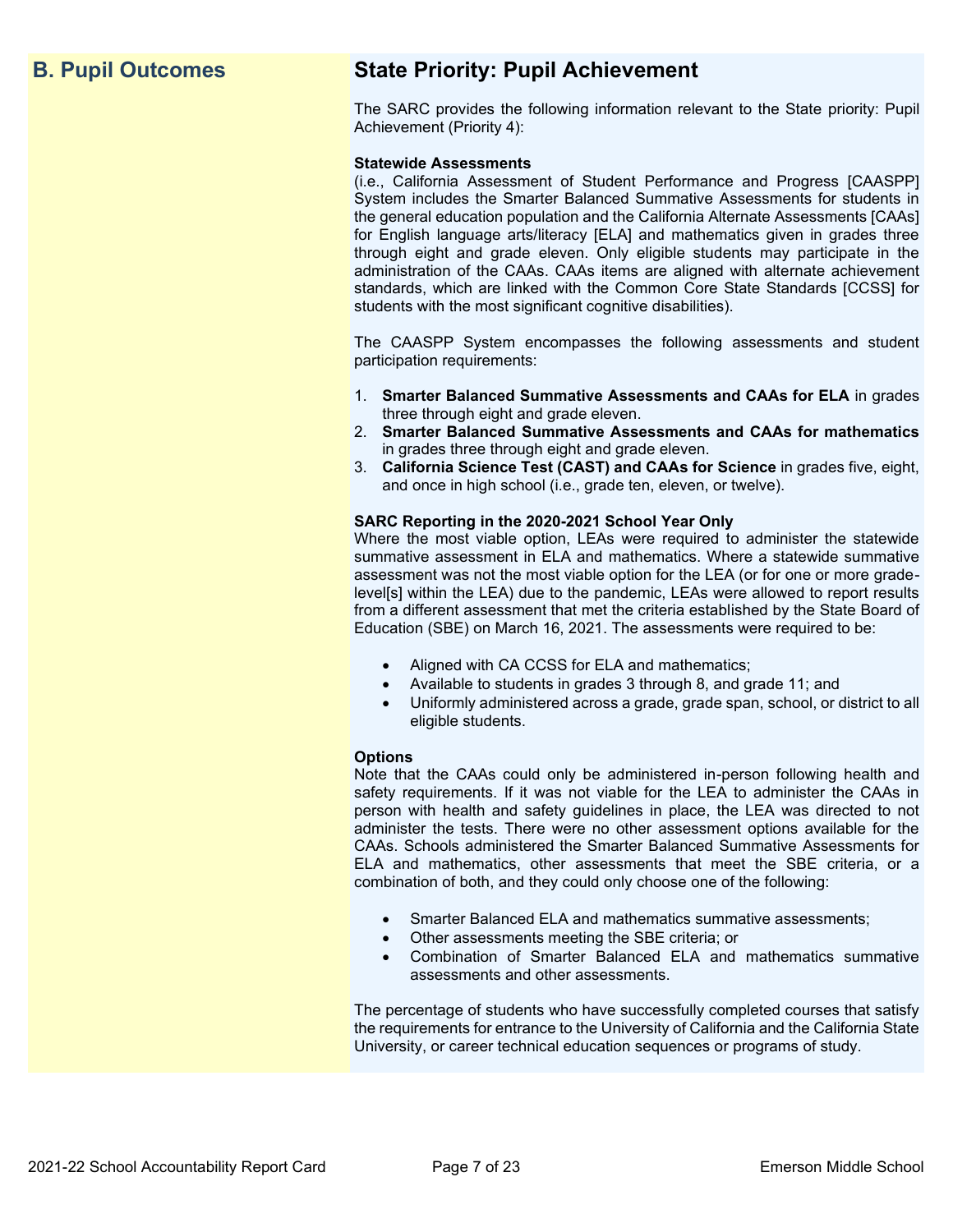## B. Pupil Outcomes

## State Priority: Pupil Achievement

The SARC provides the following information relevant to the State priority: Pupil Achievement (Priority 4):

**Statewide Assessments**
(i.e., California Assessment of Student Performance and Progress [CAASPP] System includes the Smarter Balanced Summative Assessments for students in the general education population and the California Alternate Assessments [CAAs] for English language arts/literacy [ELA] and mathematics given in grades three through eight and grade eleven. Only eligible students may participate in the administration of the CAAs. CAAs items are aligned with alternate achievement standards, which are linked with the Common Core State Standards [CCSS] for students with the most significant cognitive disabilities).

The CAASPP System encompasses the following assessments and student participation requirements:

1. **Smarter Balanced Summative Assessments and CAAs for ELA** in grades three through eight and grade eleven.
2. **Smarter Balanced Summative Assessments and CAAs for mathematics** in grades three through eight and grade eleven.
3. **California Science Test (CAST) and CAAs for Science** in grades five, eight, and once in high school (i.e., grade ten, eleven, or twelve).

**SARC Reporting in the 2020-2021 School Year Only**
Where the most viable option, LEAs were required to administer the statewide summative assessment in ELA and mathematics. Where a statewide summative assessment was not the most viable option for the LEA (or for one or more grade-level[s] within the LEA) due to the pandemic, LEAs were allowed to report results from a different assessment that met the criteria established by the State Board of Education (SBE) on March 16, 2021. The assessments were required to be:

- Aligned with CA CCSS for ELA and mathematics;
- Available to students in grades 3 through 8, and grade 11; and
- Uniformly administered across a grade, grade span, school, or district to all eligible students.

**Options**
Note that the CAAs could only be administered in-person following health and safety requirements. If it was not viable for the LEA to administer the CAAs in person with health and safety guidelines in place, the LEA was directed to not administer the tests. There were no other assessment options available for the CAAs. Schools administered the Smarter Balanced Summative Assessments for ELA and mathematics, other assessments that meet the SBE criteria, or a combination of both, and they could only choose one of the following:

- Smarter Balanced ELA and mathematics summative assessments;
- Other assessments meeting the SBE criteria; or
- Combination of Smarter Balanced ELA and mathematics summative assessments and other assessments.

The percentage of students who have successfully completed courses that satisfy the requirements for entrance to the University of California and the California State University, or career technical education sequences or programs of study.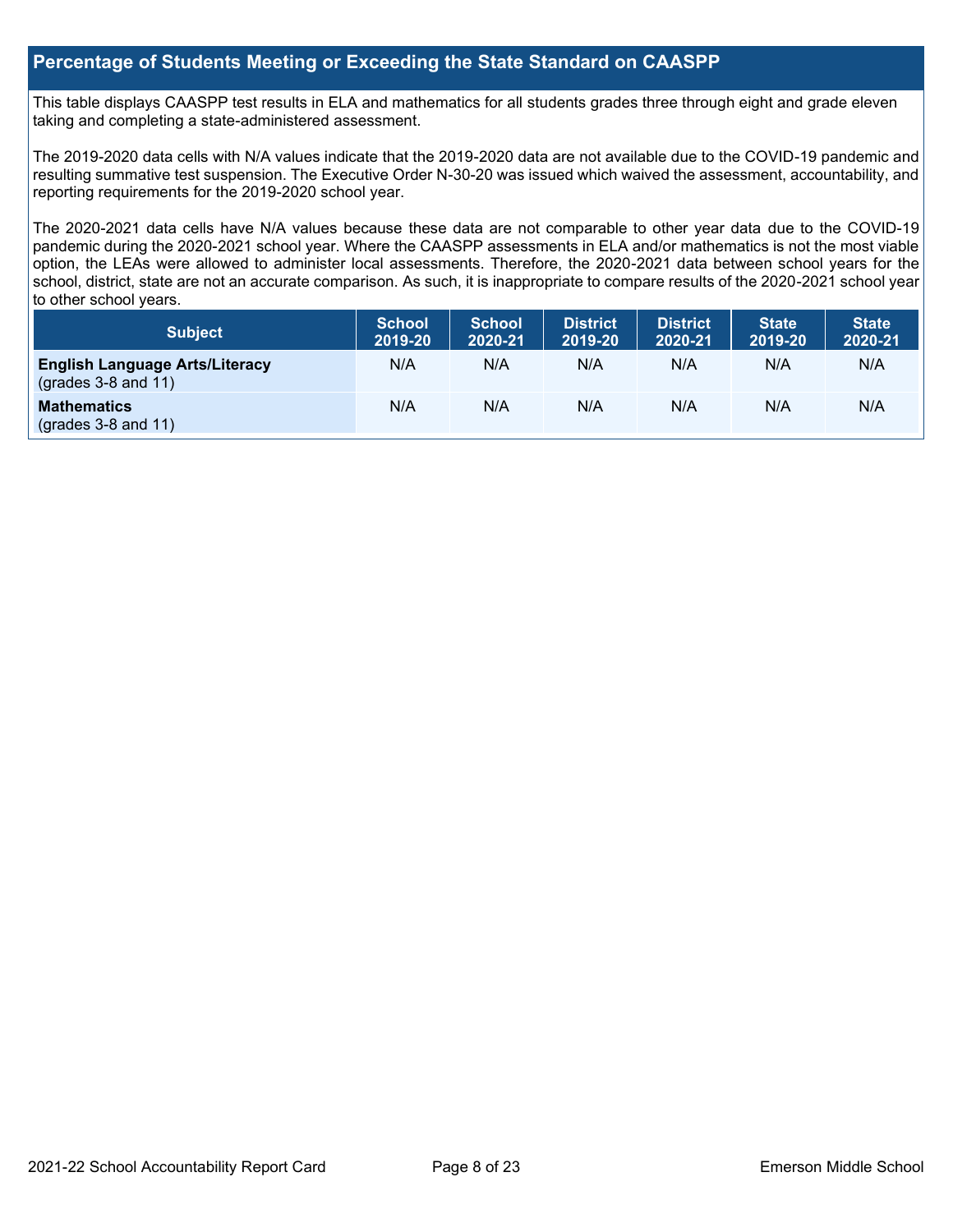## Percentage of Students Meeting or Exceeding the State Standard on CAASPP

This table displays CAASPP test results in ELA and mathematics for all students grades three through eight and grade eleven taking and completing a state-administered assessment.

The 2019-2020 data cells with N/A values indicate that the 2019-2020 data are not available due to the COVID-19 pandemic and resulting summative test suspension. The Executive Order N-30-20 was issued which waived the assessment, accountability, and reporting requirements for the 2019-2020 school year.

The 2020-2021 data cells have N/A values because these data are not comparable to other year data due to the COVID-19 pandemic during the 2020-2021 school year. Where the CAASPP assessments in ELA and/or mathematics is not the most viable option, the LEAs were allowed to administer local assessments. Therefore, the 2020-2021 data between school years for the school, district, state are not an accurate comparison. As such, it is inappropriate to compare results of the 2020-2021 school year to other school years.

| Subject | School 2019-20 | School 2020-21 | District 2019-20 | District 2020-21 | State 2019-20 | State 2020-21 |
|---|---|---|---|---|---|---|
| **English Language Arts/Literacy** (grades 3-8 and 11) | N/A | N/A | N/A | N/A | N/A | N/A |
| **Mathematics** (grades 3-8 and 11) | N/A | N/A | N/A | N/A | N/A | N/A |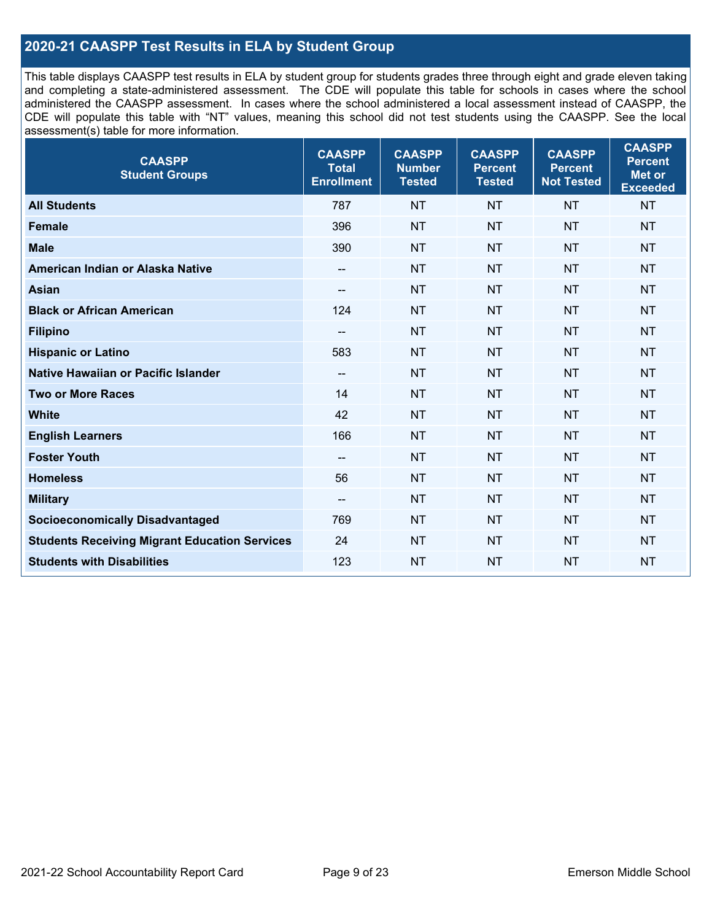## 2020-21 CAASPP Test Results in ELA by Student Group

This table displays CAASPP test results in ELA by student group for students grades three through eight and grade eleven taking and completing a state-administered assessment. The CDE will populate this table for schools in cases where the school administered the CAASPP assessment. In cases where the school administered a local assessment instead of CAASPP, the CDE will populate this table with "NT" values, meaning this school did not test students using the CAASPP. See the local assessment(s) table for more information.

| CAASPP Student Groups | CAASPP Total Enrollment | CAASPP Number Tested | CAASPP Percent Tested | CAASPP Percent Not Tested | CAASPP Percent Met or Exceeded |
|---|---|---|---|---|---|
| **All Students** | 787 | NT | NT | NT | NT |
| **Female** | 396 | NT | NT | NT | NT |
| **Male** | 390 | NT | NT | NT | NT |
| **American Indian or Alaska Native** | -- | NT | NT | NT | NT |
| **Asian** | -- | NT | NT | NT | NT |
| **Black or African American** | 124 | NT | NT | NT | NT |
| **Filipino** | -- | NT | NT | NT | NT |
| **Hispanic or Latino** | 583 | NT | NT | NT | NT |
| **Native Hawaiian or Pacific Islander** | -- | NT | NT | NT | NT |
| **Two or More Races** | 14 | NT | NT | NT | NT |
| **White** | 42 | NT | NT | NT | NT |
| **English Learners** | 166 | NT | NT | NT | NT |
| **Foster Youth** | -- | NT | NT | NT | NT |
| **Homeless** | 56 | NT | NT | NT | NT |
| **Military** | -- | NT | NT | NT | NT |
| **Socioeconomically Disadvantaged** | 769 | NT | NT | NT | NT |
| **Students Receiving Migrant Education Services** | 24 | NT | NT | NT | NT |
| **Students with Disabilities** | 123 | NT | NT | NT | NT |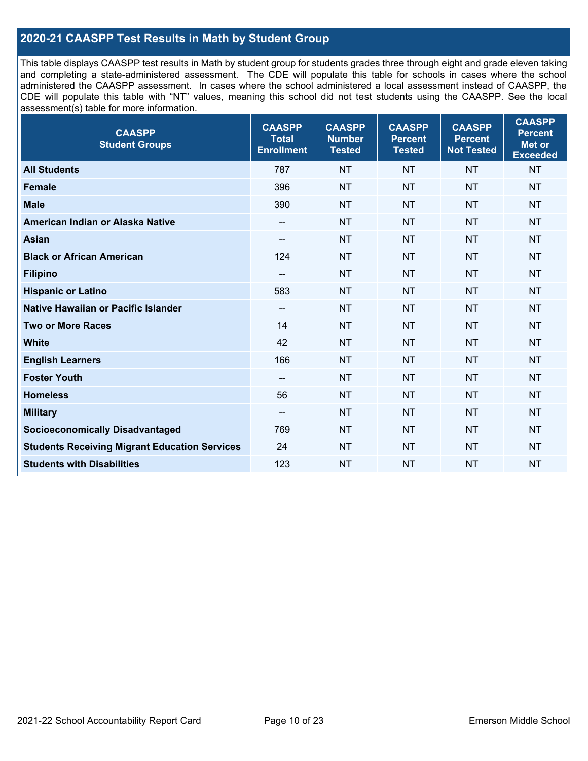## 2020-21 CAASPP Test Results in Math by Student Group

This table displays CAASPP test results in Math by student group for students grades three through eight and grade eleven taking and completing a state-administered assessment. The CDE will populate this table for schools in cases where the school administered the CAASPP assessment. In cases where the school administered a local assessment instead of CAASPP, the CDE will populate this table with "NT" values, meaning this school did not test students using the CAASPP. See the local assessment(s) table for more information.

| CAASPP Student Groups | CAASPP Total Enrollment | CAASPP Number Tested | CAASPP Percent Tested | CAASPP Percent Not Tested | CAASPP Percent Met or Exceeded |
|---|---|---|---|---|---|
| **All Students** | 787 | NT | NT | NT | NT |
| **Female** | 396 | NT | NT | NT | NT |
| **Male** | 390 | NT | NT | NT | NT |
| **American Indian or Alaska Native** | -- | NT | NT | NT | NT |
| **Asian** | -- | NT | NT | NT | NT |
| **Black or African American** | 124 | NT | NT | NT | NT |
| **Filipino** | -- | NT | NT | NT | NT |
| **Hispanic or Latino** | 583 | NT | NT | NT | NT |
| **Native Hawaiian or Pacific Islander** | -- | NT | NT | NT | NT |
| **Two or More Races** | 14 | NT | NT | NT | NT |
| **White** | 42 | NT | NT | NT | NT |
| **English Learners** | 166 | NT | NT | NT | NT |
| **Foster Youth** | -- | NT | NT | NT | NT |
| **Homeless** | 56 | NT | NT | NT | NT |
| **Military** | -- | NT | NT | NT | NT |
| **Socioeconomically Disadvantaged** | 769 | NT | NT | NT | NT |
| **Students Receiving Migrant Education Services** | 24 | NT | NT | NT | NT |
| **Students with Disabilities** | 123 | NT | NT | NT | NT |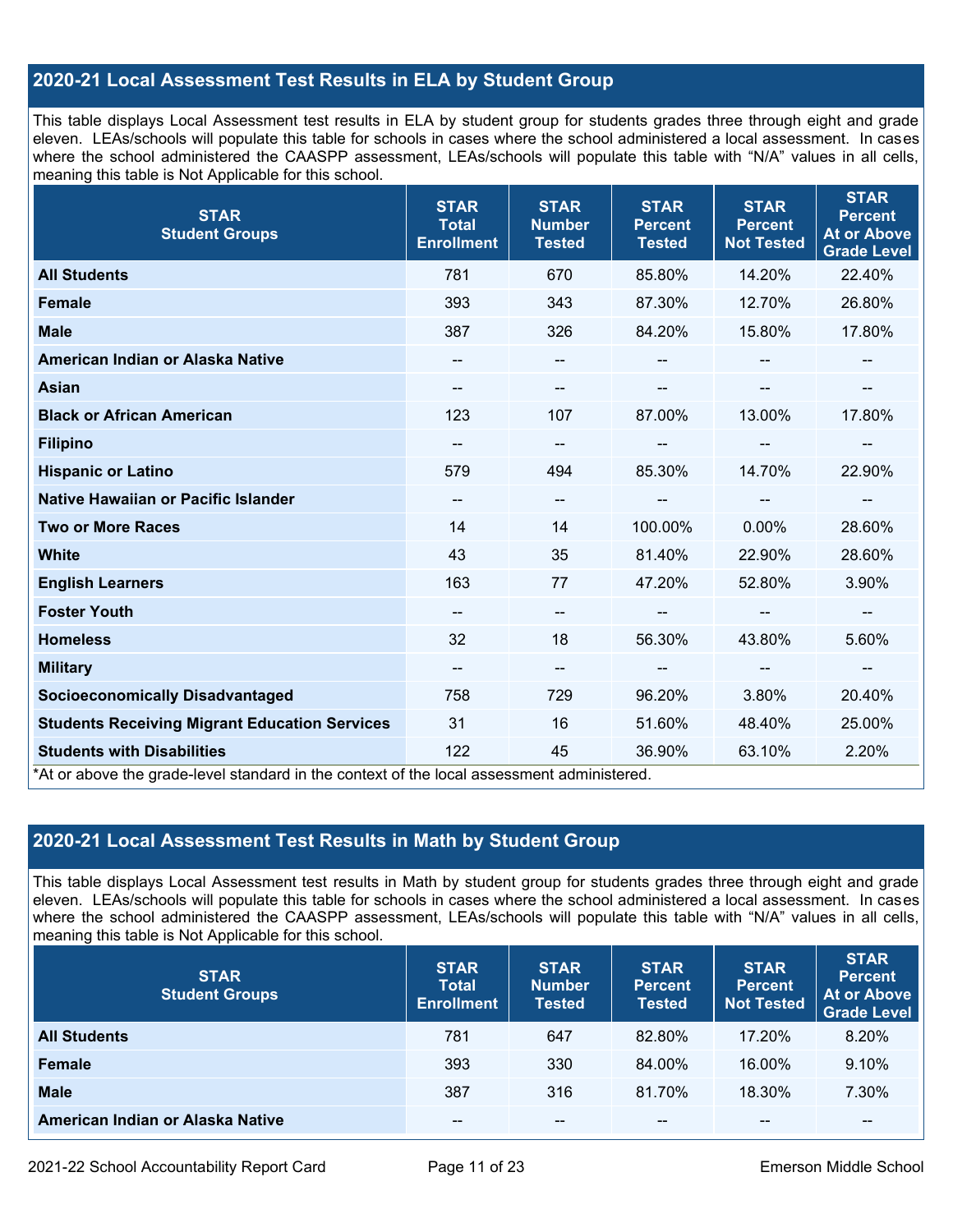## 2020-21 Local Assessment Test Results in ELA by Student Group

This table displays Local Assessment test results in ELA by student group for students grades three through eight and grade eleven. LEAs/schools will populate this table for schools in cases where the school administered a local assessment. In cases where the school administered the CAASPP assessment, LEAs/schools will populate this table with "N/A" values in all cells, meaning this table is Not Applicable for this school.

| STAR Student Groups | STAR Total Enrollment | STAR Number Tested | STAR Percent Tested | STAR Percent Not Tested | STAR Percent At or Above Grade Level |
|---|---|---|---|---|---|
| **All Students** | 781 | 670 | 85.80% | 14.20% | 22.40% |
| **Female** | 393 | 343 | 87.30% | 12.70% | 26.80% |
| **Male** | 387 | 326 | 84.20% | 15.80% | 17.80% |
| **American Indian or Alaska Native** | -- | -- | -- | -- | -- |
| **Asian** | -- | -- | -- | -- | -- |
| **Black or African American** | 123 | 107 | 87.00% | 13.00% | 17.80% |
| **Filipino** | -- | -- | -- | -- | -- |
| **Hispanic or Latino** | 579 | 494 | 85.30% | 14.70% | 22.90% |
| **Native Hawaiian or Pacific Islander** | -- | -- | -- | -- | -- |
| **Two or More Races** | 14 | 14 | 100.00% | 0.00% | 28.60% |
| **White** | 43 | 35 | 81.40% | 22.90% | 28.60% |
| **English Learners** | 163 | 77 | 47.20% | 52.80% | 3.90% |
| **Foster Youth** | -- | -- | -- | -- | -- |
| **Homeless** | 32 | 18 | 56.30% | 43.80% | 5.60% |
| **Military** | -- | -- | -- | -- | -- |
| **Socioeconomically Disadvantaged** | 758 | 729 | 96.20% | 3.80% | 20.40% |
| **Students Receiving Migrant Education Services** | 31 | 16 | 51.60% | 48.40% | 25.00% |
| **Students with Disabilities** | 122 | 45 | 36.90% | 63.10% | 2.20% |

*At or above the grade-level standard in the context of the local assessment administered.

## 2020-21 Local Assessment Test Results in Math by Student Group

This table displays Local Assessment test results in Math by student group for students grades three through eight and grade eleven. LEAs/schools will populate this table for schools in cases where the school administered a local assessment. In cases where the school administered the CAASPP assessment, LEAs/schools will populate this table with "N/A" values in all cells, meaning this table is Not Applicable for this school.

| STAR Student Groups | STAR Total Enrollment | STAR Number Tested | STAR Percent Tested | STAR Percent Not Tested | STAR Percent At or Above Grade Level |
|---|---|---|---|---|---|
| **All Students** | 781 | 647 | 82.80% | 17.20% | 8.20% |
| **Female** | 393 | 330 | 84.00% | 16.00% | 9.10% |
| **Male** | 387 | 316 | 81.70% | 18.30% | 7.30% |
| **American Indian or Alaska Native** | -- | -- | -- | -- | -- |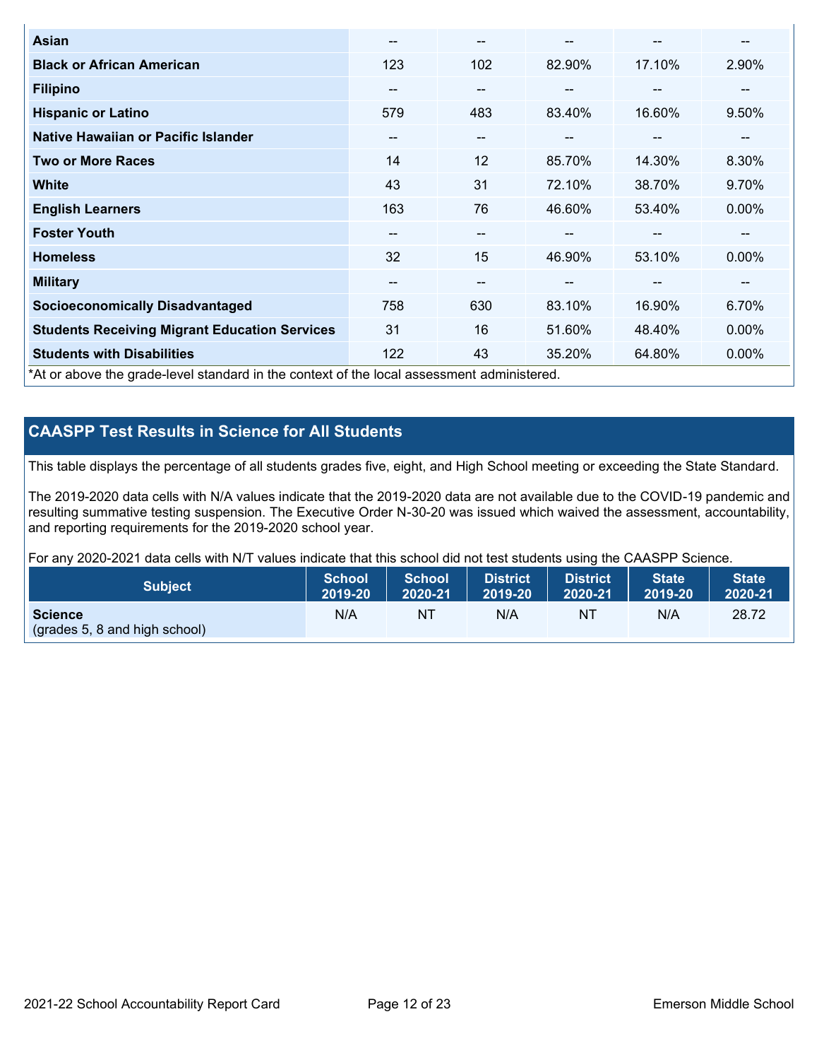| | | | | | |
|---|---|---|---|---|---|
| **Asian** | -- | -- | -- | -- | -- |
| **Black or African American** | 123 | 102 | 82.90% | 17.10% | 2.90% |
| **Filipino** | -- | -- | -- | -- | -- |
| **Hispanic or Latino** | 579 | 483 | 83.40% | 16.60% | 9.50% |
| **Native Hawaiian or Pacific Islander** | -- | -- | -- | -- | -- |
| **Two or More Races** | 14 | 12 | 85.70% | 14.30% | 8.30% |
| **White** | 43 | 31 | 72.10% | 38.70% | 9.70% |
| **English Learners** | 163 | 76 | 46.60% | 53.40% | 0.00% |
| **Foster Youth** | -- | -- | -- | -- | -- |
| **Homeless** | 32 | 15 | 46.90% | 53.10% | 0.00% |
| **Military** | -- | -- | -- | -- | -- |
| **Socioeconomically Disadvantaged** | 758 | 630 | 83.10% | 16.90% | 6.70% |
| **Students Receiving Migrant Education Services** | 31 | 16 | 51.60% | 48.40% | 0.00% |
| **Students with Disabilities** | 122 | 43 | 35.20% | 64.80% | 0.00% |

*At or above the grade-level standard in the context of the local assessment administered.

## CAASPP Test Results in Science for All Students

This table displays the percentage of all students grades five, eight, and High School meeting or exceeding the State Standard.

The 2019-2020 data cells with N/A values indicate that the 2019-2020 data are not available due to the COVID-19 pandemic and resulting summative testing suspension. The Executive Order N-30-20 was issued which waived the assessment, accountability, and reporting requirements for the 2019-2020 school year.

For any 2020-2021 data cells with N/T values indicate that this school did not test students using the CAASPP Science.

| Subject | School 2019-20 | School 2020-21 | District 2019-20 | District 2020-21 | State 2019-20 | State 2020-21 |
|---|---|---|---|---|---|---|
| **Science** (grades 5, 8 and high school) | N/A | NT | N/A | NT | N/A | 28.72 |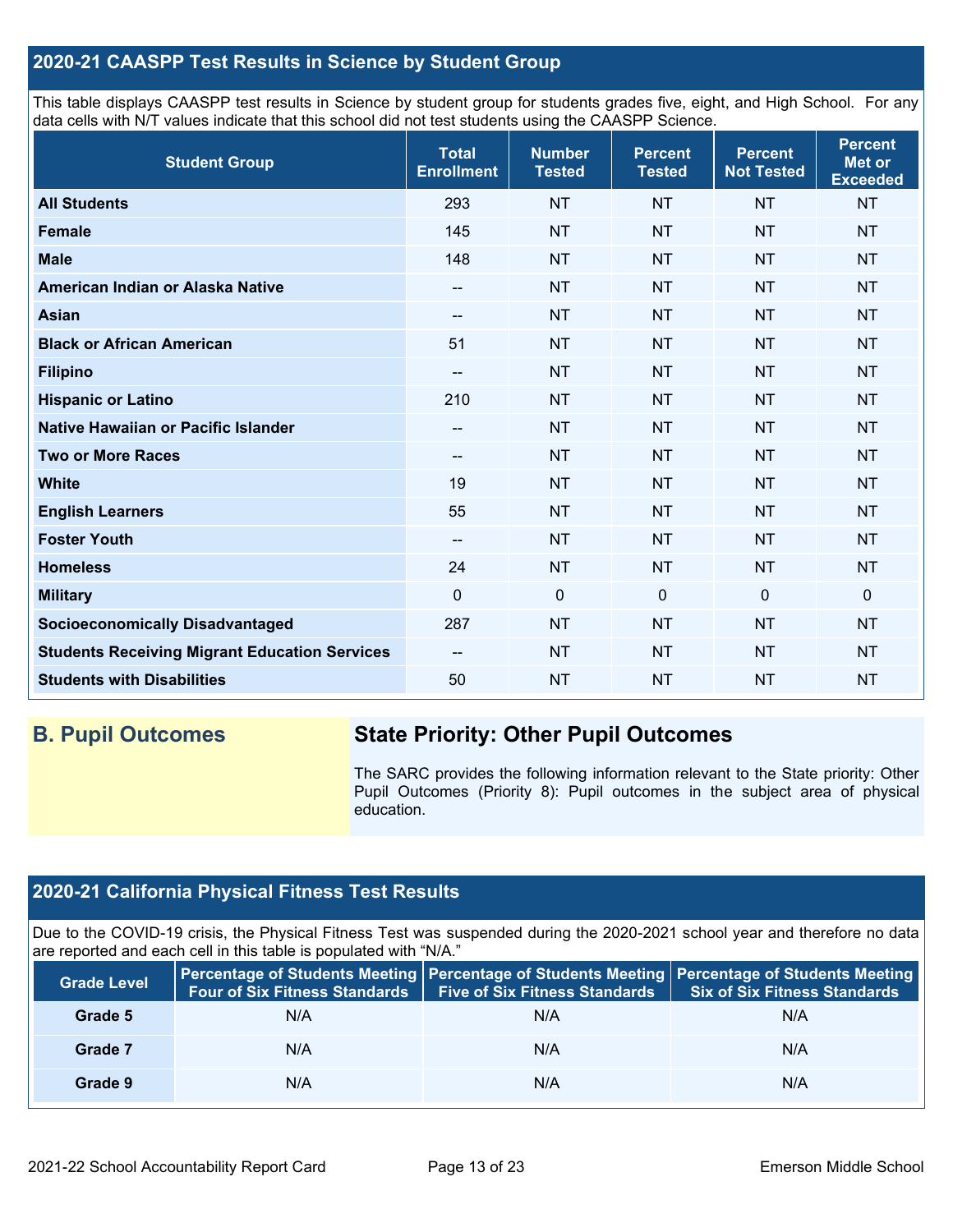## 2020-21 CAASPP Test Results in Science by Student Group

This table displays CAASPP test results in Science by student group for students grades five, eight, and High School. For any data cells with N/T values indicate that this school did not test students using the CAASPP Science.

| Student Group | Total Enrollment | Number Tested | Percent Tested | Percent Not Tested | Percent Met or Exceeded |
|---|---|---|---|---|---|
| **All Students** | 293 | NT | NT | NT | NT |
| **Female** | 145 | NT | NT | NT | NT |
| **Male** | 148 | NT | NT | NT | NT |
| **American Indian or Alaska Native** | -- | NT | NT | NT | NT |
| **Asian** | -- | NT | NT | NT | NT |
| **Black or African American** | 51 | NT | NT | NT | NT |
| **Filipino** | -- | NT | NT | NT | NT |
| **Hispanic or Latino** | 210 | NT | NT | NT | NT |
| **Native Hawaiian or Pacific Islander** | -- | NT | NT | NT | NT |
| **Two or More Races** | -- | NT | NT | NT | NT |
| **White** | 19 | NT | NT | NT | NT |
| **English Learners** | 55 | NT | NT | NT | NT |
| **Foster Youth** | -- | NT | NT | NT | NT |
| **Homeless** | 24 | NT | NT | NT | NT |
| **Military** | 0 | 0 | 0 | 0 | 0 |
| **Socioeconomically Disadvantaged** | 287 | NT | NT | NT | NT |
| **Students Receiving Migrant Education Services** | -- | NT | NT | NT | NT |
| **Students with Disabilities** | 50 | NT | NT | NT | NT |

## B. Pupil Outcomes

### State Priority: Other Pupil Outcomes

The SARC provides the following information relevant to the State priority: Other Pupil Outcomes (Priority 8): Pupil outcomes in the subject area of physical education.

## 2020-21 California Physical Fitness Test Results

Due to the COVID-19 crisis, the Physical Fitness Test was suspended during the 2020-2021 school year and therefore no data are reported and each cell in this table is populated with "N/A."

| Grade Level | Percentage of Students Meeting Four of Six Fitness Standards | Percentage of Students Meeting Five of Six Fitness Standards | Percentage of Students Meeting Six of Six Fitness Standards |
|---|---|---|---|
| **Grade 5** | N/A | N/A | N/A |
| **Grade 7** | N/A | N/A | N/A |
| **Grade 9** | N/A | N/A | N/A |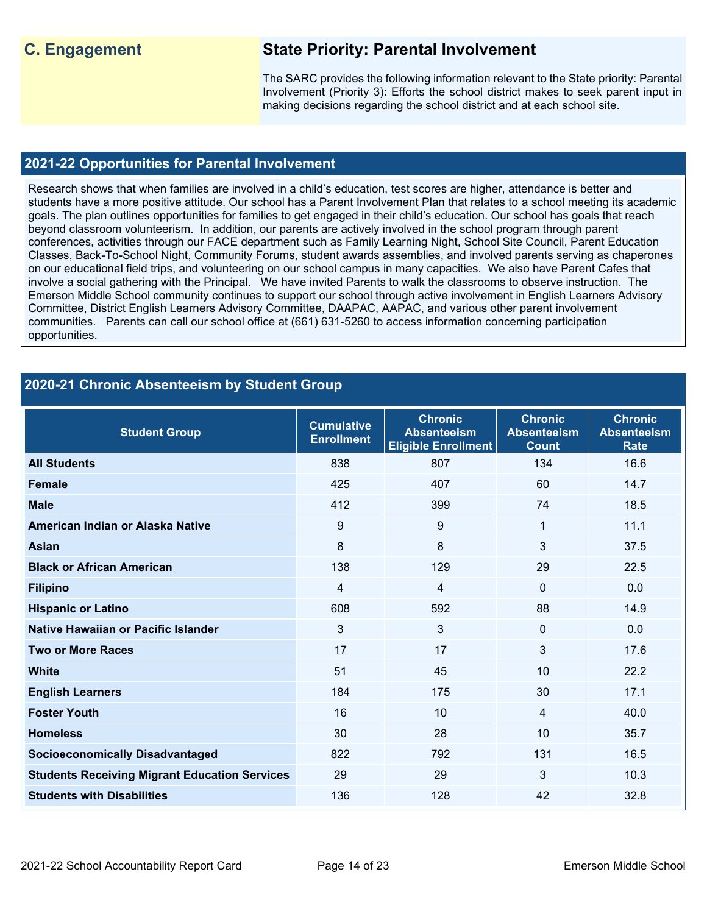## C. Engagement

## State Priority: Parental Involvement

The SARC provides the following information relevant to the State priority: Parental Involvement (Priority 3): Efforts the school district makes to seek parent input in making decisions regarding the school district and at each school site.

### 2021-22 Opportunities for Parental Involvement

Research shows that when families are involved in a child's education, test scores are higher, attendance is better and students have a more positive attitude. Our school has a Parent Involvement Plan that relates to a school meeting its academic goals. The plan outlines opportunities for families to get engaged in their child's education. Our school has goals that reach beyond classroom volunteerism. In addition, our parents are actively involved in the school program through parent conferences, activities through our FACE department such as Family Learning Night, School Site Council, Parent Education Classes, Back-To-School Night, Community Forums, student awards assemblies, and involved parents serving as chaperones on our educational field trips, and volunteering on our school campus in many capacities. We also have Parent Cafes that involve a social gathering with the Principal. We have invited Parents to walk the classrooms to observe instruction. The Emerson Middle School community continues to support our school through active involvement in English Learners Advisory Committee, District English Learners Advisory Committee, DAAPAC, AAPAC, and various other parent involvement communities. Parents can call our school office at (661) 631-5260 to access information concerning participation opportunities.

### 2020-21 Chronic Absenteeism by Student Group

| Student Group | Cumulative Enrollment | Chronic Absenteeism Eligible Enrollment | Chronic Absenteeism Count | Chronic Absenteeism Rate |
|---|---|---|---|---|
| **All Students** | 838 | 807 | 134 | 16.6 |
| **Female** | 425 | 407 | 60 | 14.7 |
| **Male** | 412 | 399 | 74 | 18.5 |
| **American Indian or Alaska Native** | 9 | 9 | 1 | 11.1 |
| **Asian** | 8 | 8 | 3 | 37.5 |
| **Black or African American** | 138 | 129 | 29 | 22.5 |
| **Filipino** | 4 | 4 | 0 | 0.0 |
| **Hispanic or Latino** | 608 | 592 | 88 | 14.9 |
| **Native Hawaiian or Pacific Islander** | 3 | 3 | 0 | 0.0 |
| **Two or More Races** | 17 | 17 | 3 | 17.6 |
| **White** | 51 | 45 | 10 | 22.2 |
| **English Learners** | 184 | 175 | 30 | 17.1 |
| **Foster Youth** | 16 | 10 | 4 | 40.0 |
| **Homeless** | 30 | 28 | 10 | 35.7 |
| **Socioeconomically Disadvantaged** | 822 | 792 | 131 | 16.5 |
| **Students Receiving Migrant Education Services** | 29 | 29 | 3 | 10.3 |
| **Students with Disabilities** | 136 | 128 | 42 | 32.8 |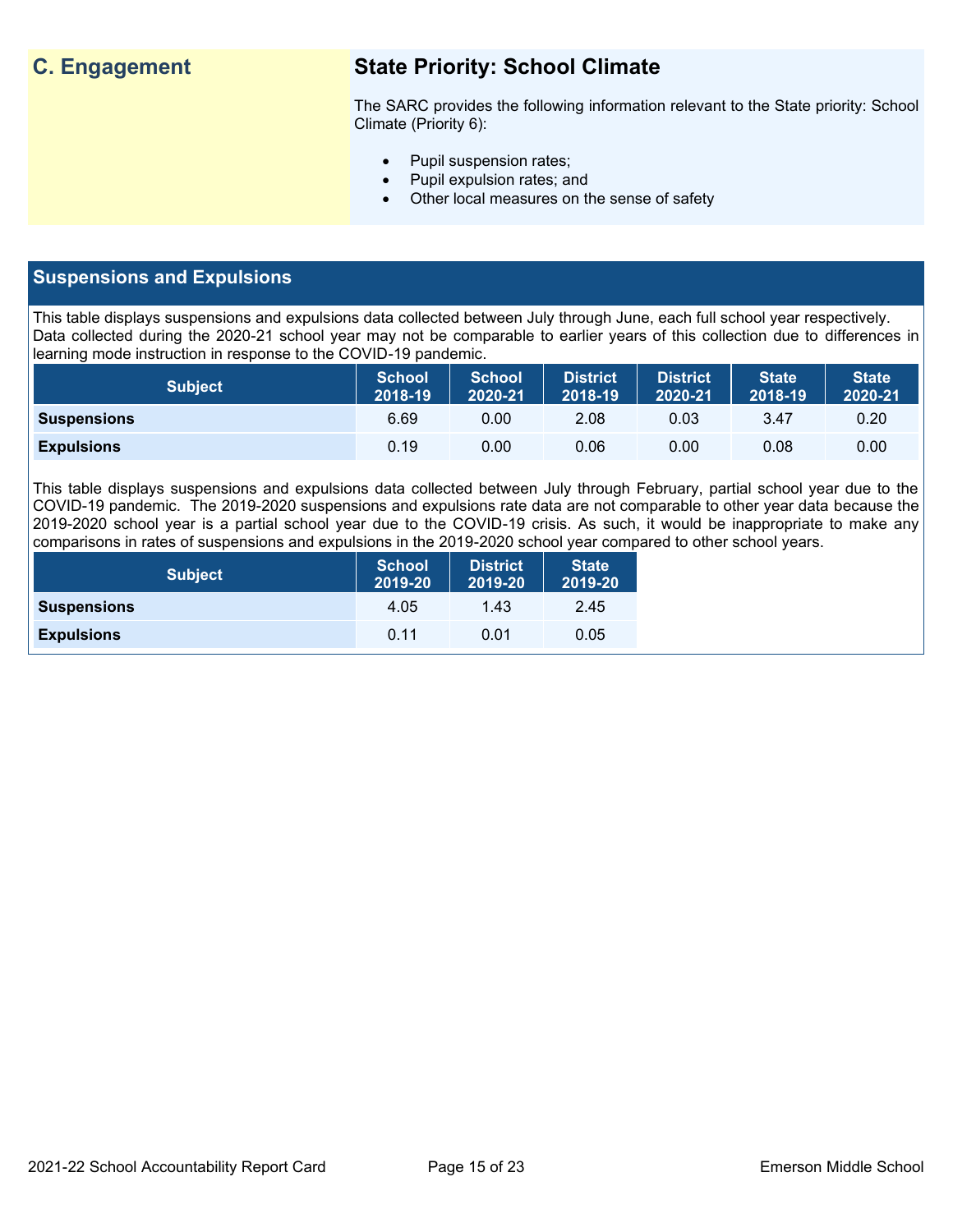## C. Engagement

### State Priority: School Climate

The SARC provides the following information relevant to the State priority: School Climate (Priority 6):

- Pupil suspension rates;
- Pupil expulsion rates; and
- Other local measures on the sense of safety

## Suspensions and Expulsions

This table displays suspensions and expulsions data collected between July through June, each full school year respectively. Data collected during the 2020-21 school year may not be comparable to earlier years of this collection due to differences in learning mode instruction in response to the COVID-19 pandemic.

| Subject | School 2018-19 | School 2020-21 | District 2018-19 | District 2020-21 | State 2018-19 | State 2020-21 |
|---|---|---|---|---|---|---|
| **Suspensions** | 6.69 | 0.00 | 2.08 | 0.03 | 3.47 | 0.20 |
| **Expulsions** | 0.19 | 0.00 | 0.06 | 0.00 | 0.08 | 0.00 |

This table displays suspensions and expulsions data collected between July through February, partial school year due to the COVID-19 pandemic. The 2019-2020 suspensions and expulsions rate data are not comparable to other year data because the 2019-2020 school year is a partial school year due to the COVID-19 crisis. As such, it would be inappropriate to make any comparisons in rates of suspensions and expulsions in the 2019-2020 school year compared to other school years.

| Subject | School 2019-20 | District 2019-20 | State 2019-20 |
|---|---|---|---|
| **Suspensions** | 4.05 | 1.43 | 2.45 |
| **Expulsions** | 0.11 | 0.01 | 0.05 |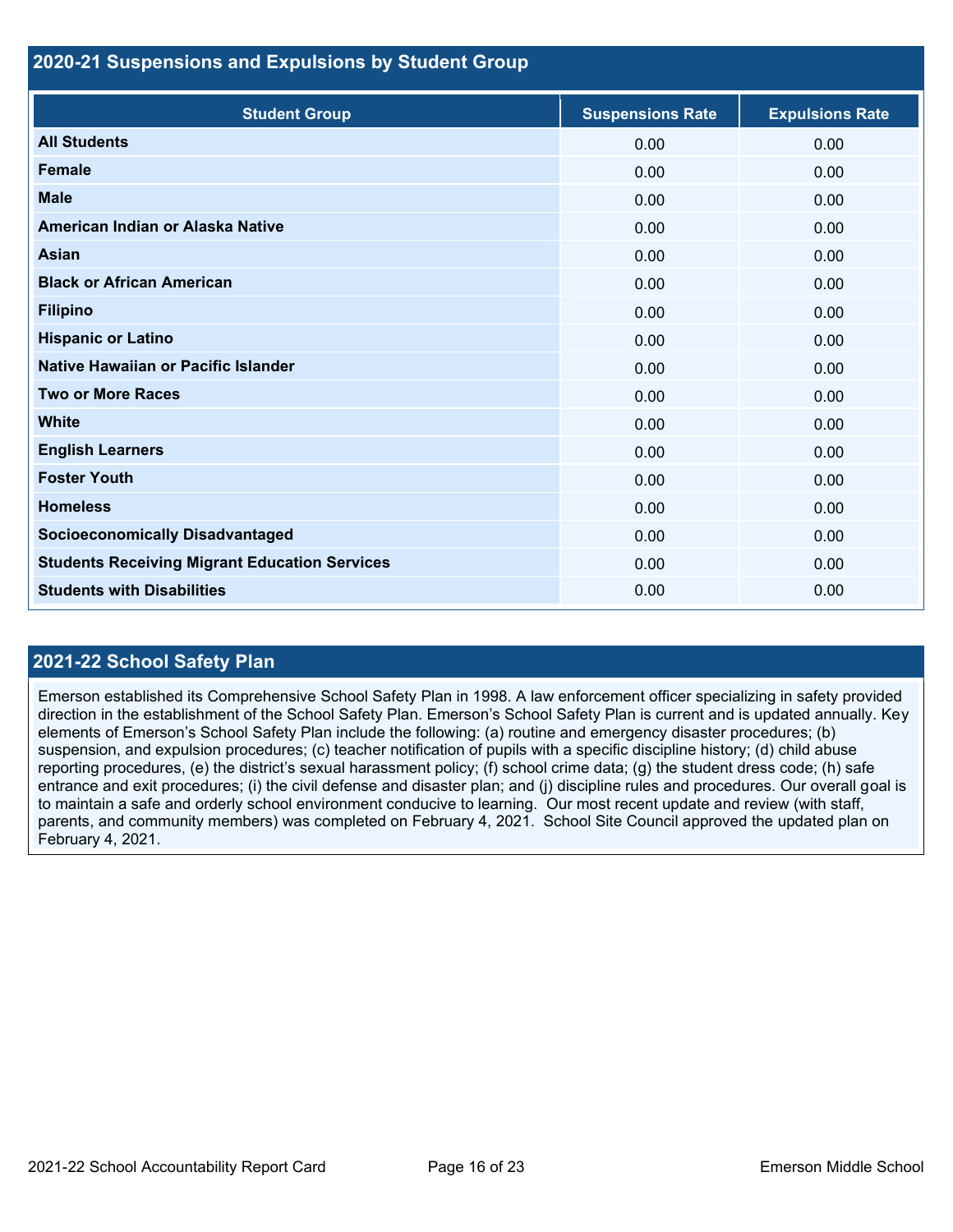## 2020-21 Suspensions and Expulsions by Student Group

| Student Group | Suspensions Rate | Expulsions Rate |
|---|---|---|
| **All Students** | 0.00 | 0.00 |
| **Female** | 0.00 | 0.00 |
| **Male** | 0.00 | 0.00 |
| **American Indian or Alaska Native** | 0.00 | 0.00 |
| **Asian** | 0.00 | 0.00 |
| **Black or African American** | 0.00 | 0.00 |
| **Filipino** | 0.00 | 0.00 |
| **Hispanic or Latino** | 0.00 | 0.00 |
| **Native Hawaiian or Pacific Islander** | 0.00 | 0.00 |
| **Two or More Races** | 0.00 | 0.00 |
| **White** | 0.00 | 0.00 |
| **English Learners** | 0.00 | 0.00 |
| **Foster Youth** | 0.00 | 0.00 |
| **Homeless** | 0.00 | 0.00 |
| **Socioeconomically Disadvantaged** | 0.00 | 0.00 |
| **Students Receiving Migrant Education Services** | 0.00 | 0.00 |
| **Students with Disabilities** | 0.00 | 0.00 |

## 2021-22 School Safety Plan

Emerson established its Comprehensive School Safety Plan in 1998. A law enforcement officer specializing in safety provided direction in the establishment of the School Safety Plan. Emerson's School Safety Plan is current and is updated annually. Key elements of Emerson's School Safety Plan include the following: (a) routine and emergency disaster procedures; (b) suspension, and expulsion procedures; (c) teacher notification of pupils with a specific discipline history; (d) child abuse reporting procedures, (e) the district's sexual harassment policy; (f) school crime data; (g) the student dress code; (h) safe entrance and exit procedures; (i) the civil defense and disaster plan; and (j) discipline rules and procedures. Our overall goal is to maintain a safe and orderly school environment conducive to learning. Our most recent update and review (with staff, parents, and community members) was completed on February 4, 2021. School Site Council approved the updated plan on February 4, 2021.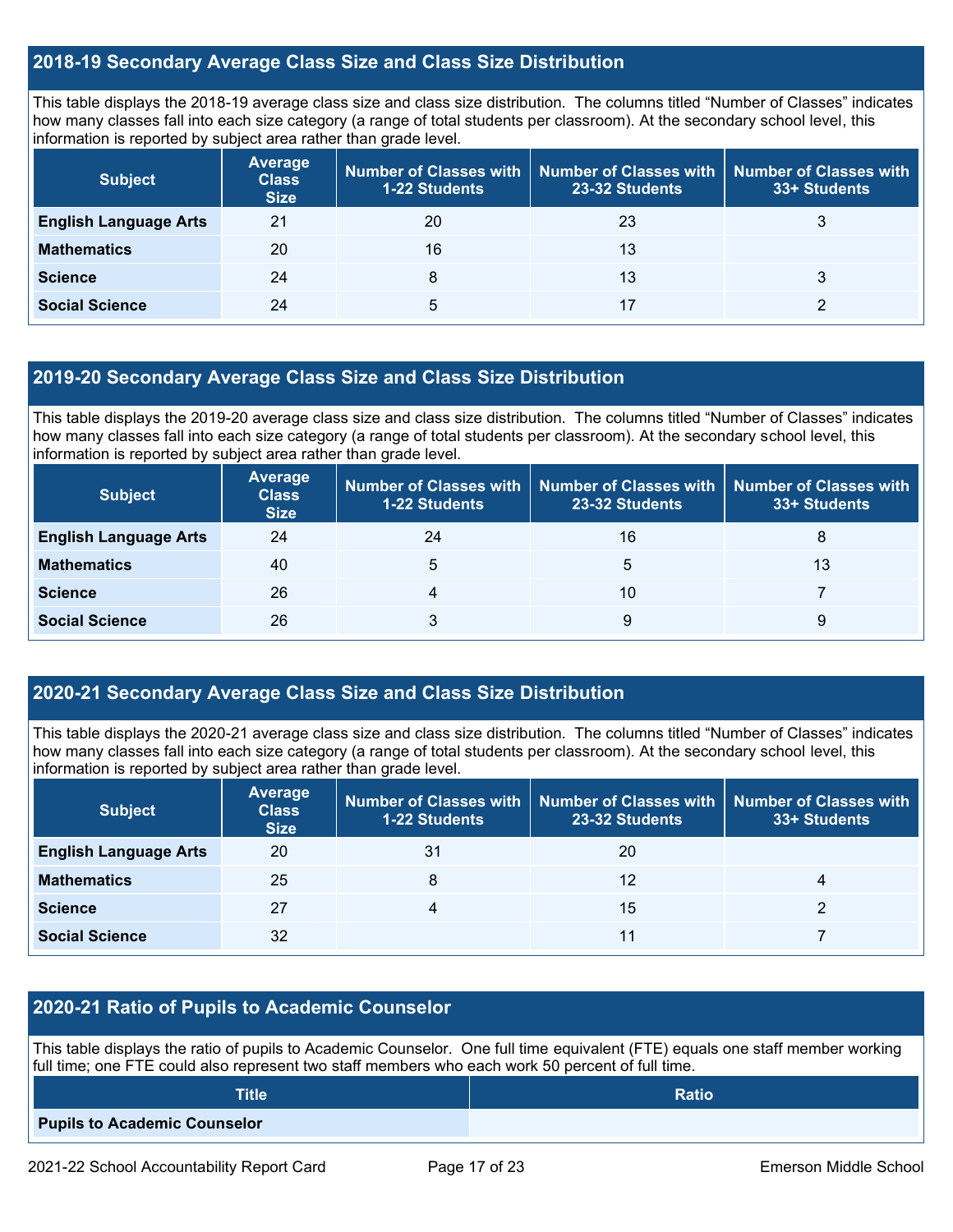## 2018-19 Secondary Average Class Size and Class Size Distribution

This table displays the 2018-19 average class size and class size distribution. The columns titled "Number of Classes" indicates how many classes fall into each size category (a range of total students per classroom). At the secondary school level, this information is reported by subject area rather than grade level.

| Subject | Average Class Size | Number of Classes with 1-22 Students | Number of Classes with 23-32 Students | Number of Classes with 33+ Students |
|---|---|---|---|---|
| **English Language Arts** | 21 | 20 | 23 | 3 |
| **Mathematics** | 20 | 16 | 13 | |
| **Science** | 24 | 8 | 13 | 3 |
| **Social Science** | 24 | 5 | 17 | 2 |

## 2019-20 Secondary Average Class Size and Class Size Distribution

This table displays the 2019-20 average class size and class size distribution. The columns titled "Number of Classes" indicates how many classes fall into each size category (a range of total students per classroom). At the secondary school level, this information is reported by subject area rather than grade level.

| Subject | Average Class Size | Number of Classes with 1-22 Students | Number of Classes with 23-32 Students | Number of Classes with 33+ Students |
|---|---|---|---|---|
| **English Language Arts** | 24 | 24 | 16 | 8 |
| **Mathematics** | 40 | 5 | 5 | 13 |
| **Science** | 26 | 4 | 10 | 7 |
| **Social Science** | 26 | 3 | 9 | 9 |

## 2020-21 Secondary Average Class Size and Class Size Distribution

This table displays the 2020-21 average class size and class size distribution. The columns titled "Number of Classes" indicates how many classes fall into each size category (a range of total students per classroom). At the secondary school level, this information is reported by subject area rather than grade level.

| Subject | Average Class Size | Number of Classes with 1-22 Students | Number of Classes with 23-32 Students | Number of Classes with 33+ Students |
|---|---|---|---|---|
| **English Language Arts** | 20 | 31 | 20 | |
| **Mathematics** | 25 | 8 | 12 | 4 |
| **Science** | 27 | 4 | 15 | 2 |
| **Social Science** | 32 | | 11 | 7 |

## 2020-21 Ratio of Pupils to Academic Counselor

This table displays the ratio of pupils to Academic Counselor. One full time equivalent (FTE) equals one staff member working full time; one FTE could also represent two staff members who each work 50 percent of full time.

| Title | Ratio |
|---|---|
| **Pupils to Academic Counselor** | |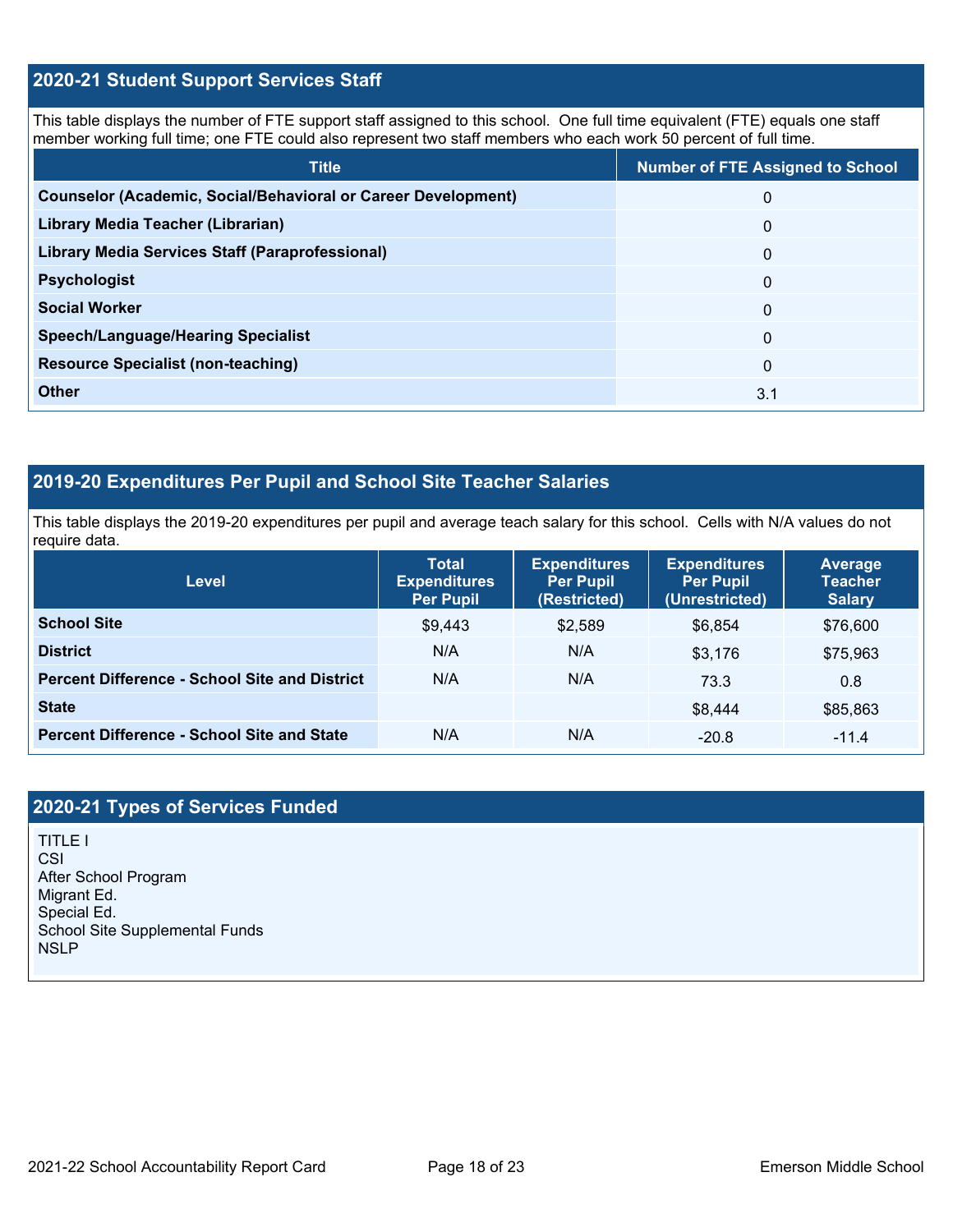## 2020-21 Student Support Services Staff

This table displays the number of FTE support staff assigned to this school. One full time equivalent (FTE) equals one staff member working full time; one FTE could also represent two staff members who each work 50 percent of full time.

| Title | Number of FTE Assigned to School |
|---|---|
| **Counselor (Academic, Social/Behavioral or Career Development)** | 0 |
| **Library Media Teacher (Librarian)** | 0 |
| **Library Media Services Staff (Paraprofessional)** | 0 |
| **Psychologist** | 0 |
| **Social Worker** | 0 |
| **Speech/Language/Hearing Specialist** | 0 |
| **Resource Specialist (non-teaching)** | 0 |
| **Other** | 3.1 |

## 2019-20 Expenditures Per Pupil and School Site Teacher Salaries

This table displays the 2019-20 expenditures per pupil and average teach salary for this school. Cells with N/A values do not require data.

| Level | Total Expenditures Per Pupil | Expenditures Per Pupil (Restricted) | Expenditures Per Pupil (Unrestricted) | Average Teacher Salary |
|---|---|---|---|---|
| **School Site** | $9,443 | $2,589 | $6,854 | $76,600 |
| **District** | N/A | N/A | $3,176 | $75,963 |
| **Percent Difference - School Site and District** | N/A | N/A | 73.3 | 0.8 |
| **State** | | | $8,444 | $85,863 |
| **Percent Difference - School Site and State** | N/A | N/A | -20.8 | -11.4 |

## 2020-21 Types of Services Funded

TITLE I
CSI
After School Program
Migrant Ed.
Special Ed.
School Site Supplemental Funds
NSLP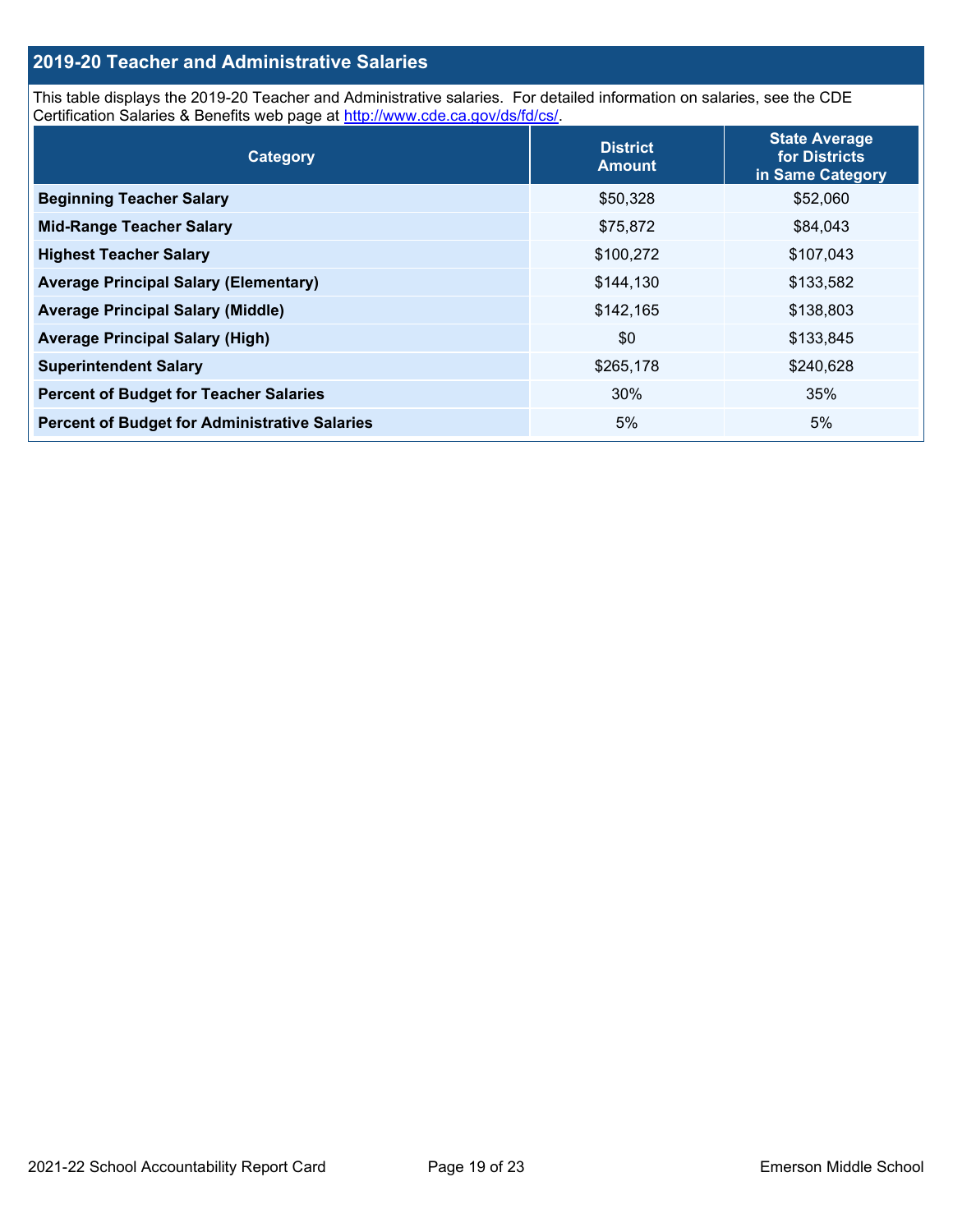## 2019-20 Teacher and Administrative Salaries

This table displays the 2019-20 Teacher and Administrative salaries. For detailed information on salaries, see the CDE Certification Salaries & Benefits web page at http://www.cde.ca.gov/ds/fd/cs/.

| Category | District Amount | State Average for Districts in Same Category |
|---|---|---|
| **Beginning Teacher Salary** | $50,328 | $52,060 |
| **Mid-Range Teacher Salary** | $75,872 | $84,043 |
| **Highest Teacher Salary** | $100,272 | $107,043 |
| **Average Principal Salary (Elementary)** | $144,130 | $133,582 |
| **Average Principal Salary (Middle)** | $142,165 | $138,803 |
| **Average Principal Salary (High)** | $0 | $133,845 |
| **Superintendent Salary** | $265,178 | $240,628 |
| **Percent of Budget for Teacher Salaries** | 30% | 35% |
| **Percent of Budget for Administrative Salaries** | 5% | 5% |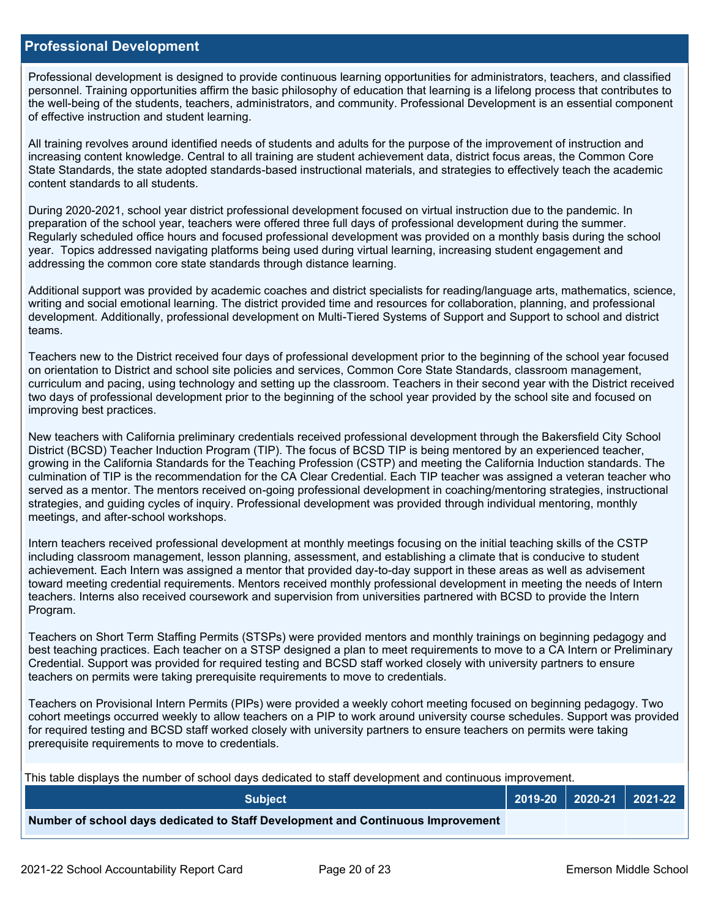## Professional Development

Professional development is designed to provide continuous learning opportunities for administrators, teachers, and classified personnel. Training opportunities affirm the basic philosophy of education that learning is a lifelong process that contributes to the well-being of the students, teachers, administrators, and community. Professional Development is an essential component of effective instruction and student learning.

All training revolves around identified needs of students and adults for the purpose of the improvement of instruction and increasing content knowledge. Central to all training are student achievement data, district focus areas, the Common Core State Standards, the state adopted standards-based instructional materials, and strategies to effectively teach the academic content standards to all students.

During 2020-2021, school year district professional development focused on virtual instruction due to the pandemic. In preparation of the school year, teachers were offered three full days of professional development during the summer. Regularly scheduled office hours and focused professional development was provided on a monthly basis during the school year. Topics addressed navigating platforms being used during virtual learning, increasing student engagement and addressing the common core state standards through distance learning.

Additional support was provided by academic coaches and district specialists for reading/language arts, mathematics, science, writing and social emotional learning. The district provided time and resources for collaboration, planning, and professional development. Additionally, professional development on Multi-Tiered Systems of Support and Support to school and district teams.

Teachers new to the District received four days of professional development prior to the beginning of the school year focused on orientation to District and school site policies and services, Common Core State Standards, classroom management, curriculum and pacing, using technology and setting up the classroom. Teachers in their second year with the District received two days of professional development prior to the beginning of the school year provided by the school site and focused on improving best practices.

New teachers with California preliminary credentials received professional development through the Bakersfield City School District (BCSD) Teacher Induction Program (TIP). The focus of BCSD TIP is being mentored by an experienced teacher, growing in the California Standards for the Teaching Profession (CSTP) and meeting the California Induction standards. The culmination of TIP is the recommendation for the CA Clear Credential. Each TIP teacher was assigned a veteran teacher who served as a mentor. The mentors received on-going professional development in coaching/mentoring strategies, instructional strategies, and guiding cycles of inquiry. Professional development was provided through individual mentoring, monthly meetings, and after-school workshops.

Intern teachers received professional development at monthly meetings focusing on the initial teaching skills of the CSTP including classroom management, lesson planning, assessment, and establishing a climate that is conducive to student achievement. Each Intern was assigned a mentor that provided day-to-day support in these areas as well as advisement toward meeting credential requirements. Mentors received monthly professional development in meeting the needs of Intern teachers. Interns also received coursework and supervision from universities partnered with BCSD to provide the Intern Program.

Teachers on Short Term Staffing Permits (STSPs) were provided mentors and monthly trainings on beginning pedagogy and best teaching practices. Each teacher on a STSP designed a plan to meet requirements to move to a CA Intern or Preliminary Credential. Support was provided for required testing and BCSD staff worked closely with university partners to ensure teachers on permits were taking prerequisite requirements to move to credentials.

Teachers on Provisional Intern Permits (PIPs) were provided a weekly cohort meeting focused on beginning pedagogy. Two cohort meetings occurred weekly to allow teachers on a PIP to work around university course schedules. Support was provided for required testing and BCSD staff worked closely with university partners to ensure teachers on permits were taking prerequisite requirements to move to credentials.

This table displays the number of school days dedicated to staff development and continuous improvement.

| Subject | 2019-20 | 2020-21 | 2021-22 |
|---|---|---|---|
| **Number of school days dedicated to Staff Development and Continuous Improvement** | | | |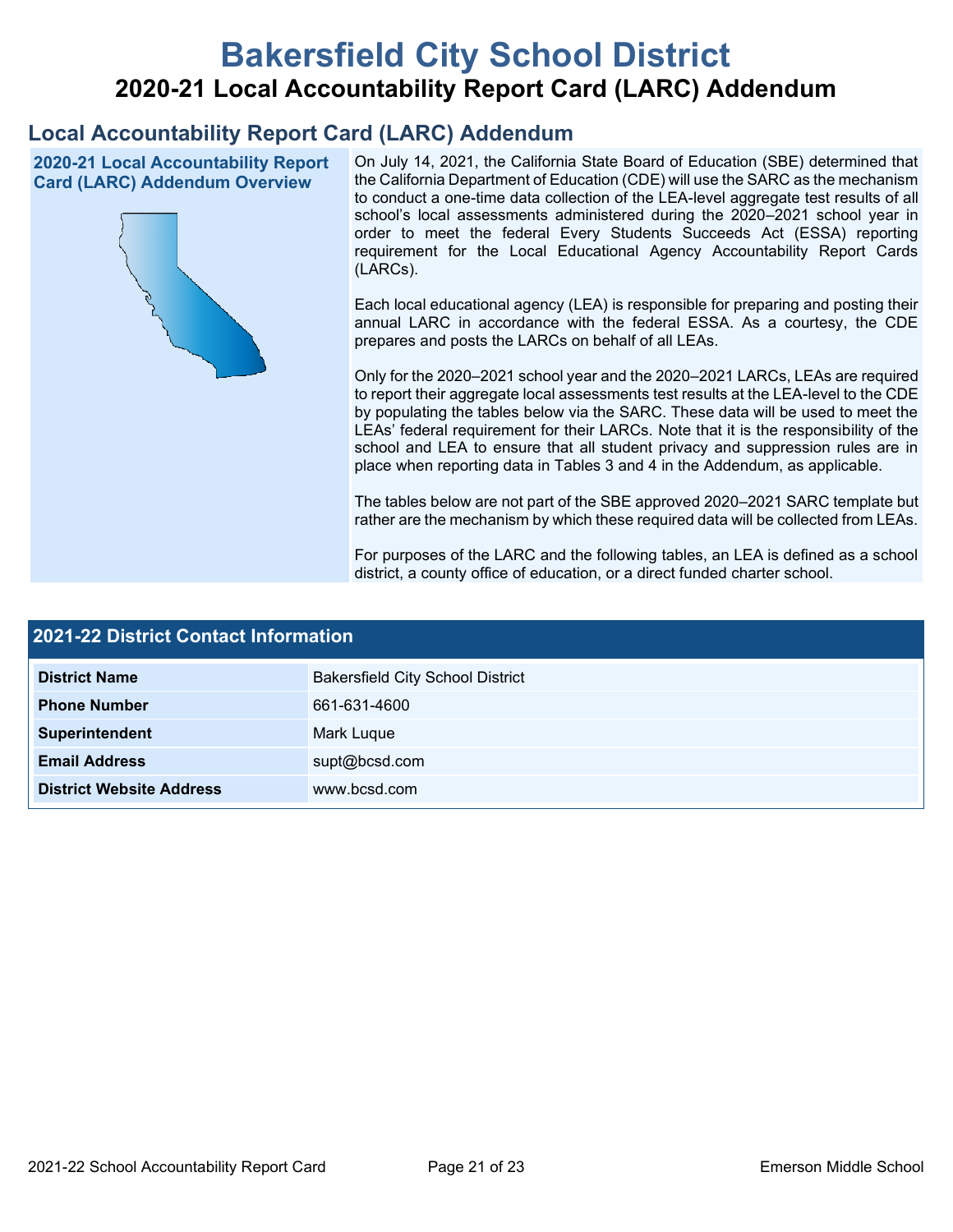# Bakersfield City School District

## 2020-21 Local Accountability Report Card (LARC) Addendum

## Local Accountability Report Card (LARC) Addendum

### 2020-21 Local Accountability Report Card (LARC) Addendum Overview

On July 14, 2021, the California State Board of Education (SBE) determined that the California Department of Education (CDE) will use the SARC as the mechanism to conduct a one-time data collection of the LEA-level aggregate test results of all school's local assessments administered during the 2020–2021 school year in order to meet the federal Every Students Succeeds Act (ESSA) reporting requirement for the Local Educational Agency Accountability Report Cards (LARCs).

Each local educational agency (LEA) is responsible for preparing and posting their annual LARC in accordance with the federal ESSA. As a courtesy, the CDE prepares and posts the LARCs on behalf of all LEAs.

Only for the 2020–2021 school year and the 2020–2021 LARCs, LEAs are required to report their aggregate local assessments test results at the LEA-level to the CDE by populating the tables below via the SARC. These data will be used to meet the LEAs' federal requirement for their LARCs. Note that it is the responsibility of the school and LEA to ensure that all student privacy and suppression rules are in place when reporting data in Tables 3 and 4 in the Addendum, as applicable.

The tables below are not part of the SBE approved 2020–2021 SARC template but rather are the mechanism by which these required data will be collected from LEAs.

For purposes of the LARC and the following tables, an LEA is defined as a school district, a county office of education, or a direct funded charter school.

### 2021-22 District Contact Information

| 2021-22 District Contact Information | |
| --- | --- |
| **District Name** | Bakersfield City School District |
| **Phone Number** | 661-631-4600 |
| **Superintendent** | Mark Luque |
| **Email Address** | supt@bcsd.com |
| **District Website Address** | www.bcsd.com |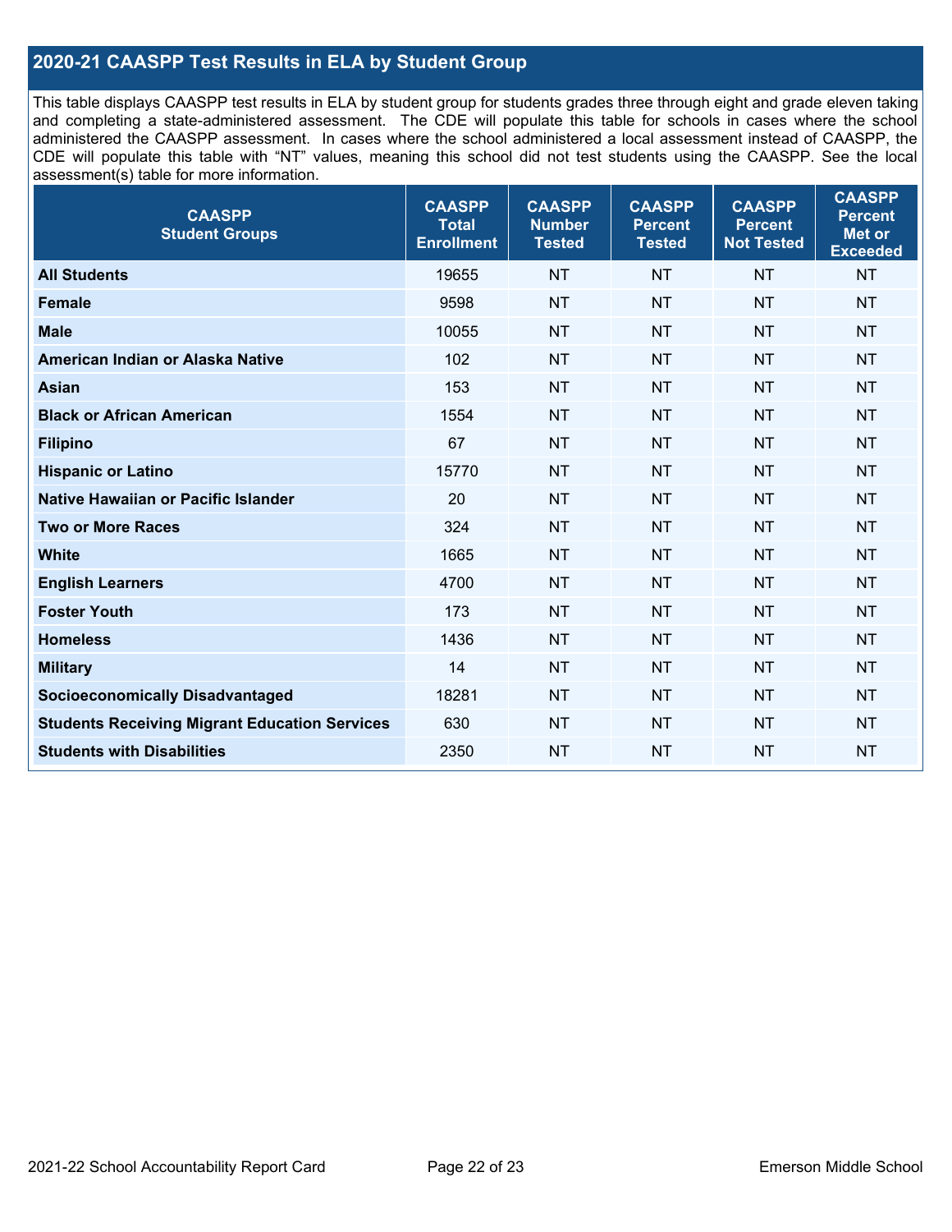## 2020-21 CAASPP Test Results in ELA by Student Group

This table displays CAASPP test results in ELA by student group for students grades three through eight and grade eleven taking and completing a state-administered assessment. The CDE will populate this table for schools in cases where the school administered the CAASPP assessment. In cases where the school administered a local assessment instead of CAASPP, the CDE will populate this table with "NT" values, meaning this school did not test students using the CAASPP. See the local assessment(s) table for more information.

| CAASPP Student Groups | CAASPP Total Enrollment | CAASPP Number Tested | CAASPP Percent Tested | CAASPP Percent Not Tested | CAASPP Percent Met or Exceeded |
|---|---|---|---|---|---|
| **All Students** | 19655 | NT | NT | NT | NT |
| **Female** | 9598 | NT | NT | NT | NT |
| **Male** | 10055 | NT | NT | NT | NT |
| **American Indian or Alaska Native** | 102 | NT | NT | NT | NT |
| **Asian** | 153 | NT | NT | NT | NT |
| **Black or African American** | 1554 | NT | NT | NT | NT |
| **Filipino** | 67 | NT | NT | NT | NT |
| **Hispanic or Latino** | 15770 | NT | NT | NT | NT |
| **Native Hawaiian or Pacific Islander** | 20 | NT | NT | NT | NT |
| **Two or More Races** | 324 | NT | NT | NT | NT |
| **White** | 1665 | NT | NT | NT | NT |
| **English Learners** | 4700 | NT | NT | NT | NT |
| **Foster Youth** | 173 | NT | NT | NT | NT |
| **Homeless** | 1436 | NT | NT | NT | NT |
| **Military** | 14 | NT | NT | NT | NT |
| **Socioeconomically Disadvantaged** | 18281 | NT | NT | NT | NT |
| **Students Receiving Migrant Education Services** | 630 | NT | NT | NT | NT |
| **Students with Disabilities** | 2350 | NT | NT | NT | NT |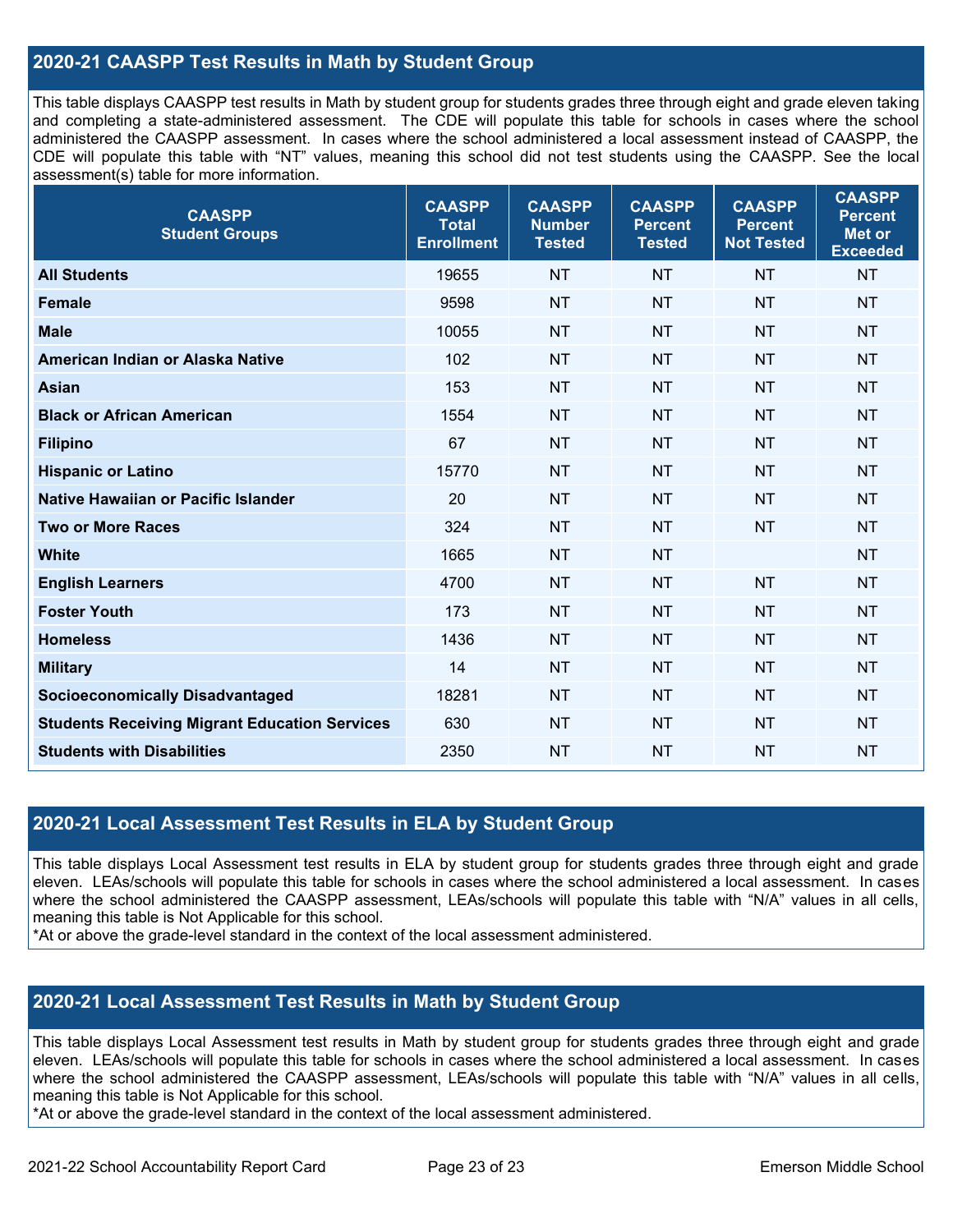## 2020-21 CAASPP Test Results in Math by Student Group

This table displays CAASPP test results in Math by student group for students grades three through eight and grade eleven taking and completing a state-administered assessment. The CDE will populate this table for schools in cases where the school administered the CAASPP assessment. In cases where the school administered a local assessment instead of CAASPP, the CDE will populate this table with "NT" values, meaning this school did not test students using the CAASPP. See the local assessment(s) table for more information.

| CAASPP Student Groups | CAASPP Total Enrollment | CAASPP Number Tested | CAASPP Percent Tested | CAASPP Percent Not Tested | CAASPP Percent Met or Exceeded |
|---|---|---|---|---|---|
| **All Students** | 19655 | NT | NT | NT | NT |
| **Female** | 9598 | NT | NT | NT | NT |
| **Male** | 10055 | NT | NT | NT | NT |
| **American Indian or Alaska Native** | 102 | NT | NT | NT | NT |
| **Asian** | 153 | NT | NT | NT | NT |
| **Black or African American** | 1554 | NT | NT | NT | NT |
| **Filipino** | 67 | NT | NT | NT | NT |
| **Hispanic or Latino** | 15770 | NT | NT | NT | NT |
| **Native Hawaiian or Pacific Islander** | 20 | NT | NT | NT | NT |
| **Two or More Races** | 324 | NT | NT | NT | NT |
| **White** | 1665 | NT | NT | | NT |
| **English Learners** | 4700 | NT | NT | NT | NT |
| **Foster Youth** | 173 | NT | NT | NT | NT |
| **Homeless** | 1436 | NT | NT | NT | NT |
| **Military** | 14 | NT | NT | NT | NT |
| **Socioeconomically Disadvantaged** | 18281 | NT | NT | NT | NT |
| **Students Receiving Migrant Education Services** | 630 | NT | NT | NT | NT |
| **Students with Disabilities** | 2350 | NT | NT | NT | NT |

## 2020-21 Local Assessment Test Results in ELA by Student Group

This table displays Local Assessment test results in ELA by student group for students grades three through eight and grade eleven. LEAs/schools will populate this table for schools in cases where the school administered a local assessment. In cases where the school administered the CAASPP assessment, LEAs/schools will populate this table with "N/A" values in all cells, meaning this table is Not Applicable for this school.
*At or above the grade-level standard in the context of the local assessment administered.

## 2020-21 Local Assessment Test Results in Math by Student Group

This table displays Local Assessment test results in Math by student group for students grades three through eight and grade eleven. LEAs/schools will populate this table for schools in cases where the school administered a local assessment. In cases where the school administered the CAASPP assessment, LEAs/schools will populate this table with "N/A" values in all cells, meaning this table is Not Applicable for this school.
*At or above the grade-level standard in the context of the local assessment administered.